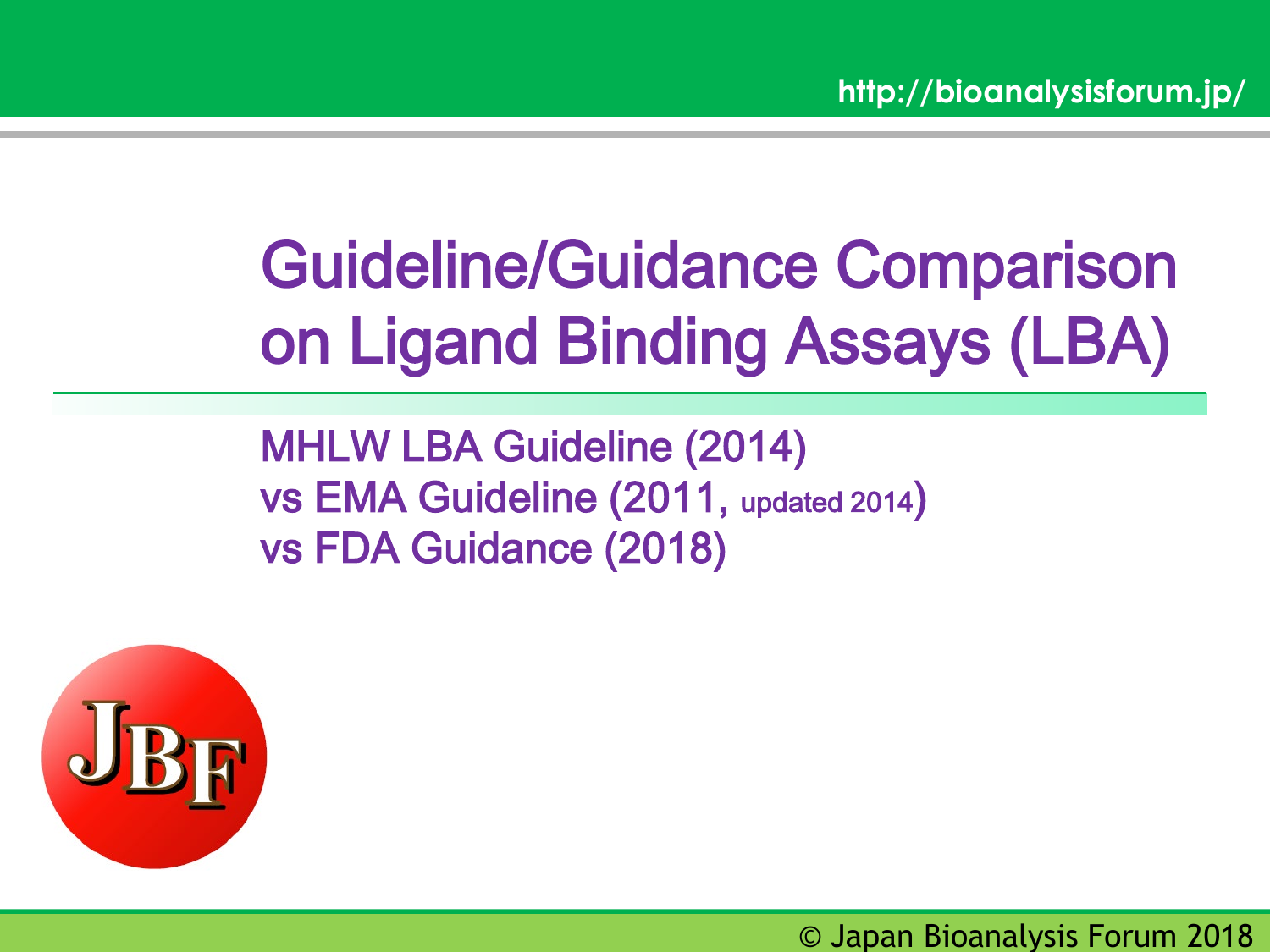# Guideline/Guidance Comparison on Ligand Binding Assays (LBA)

MHLW LBA Guideline (2014)
vs EMA Guideline (2011, updated 2014)
vs FDA Guidance (2018)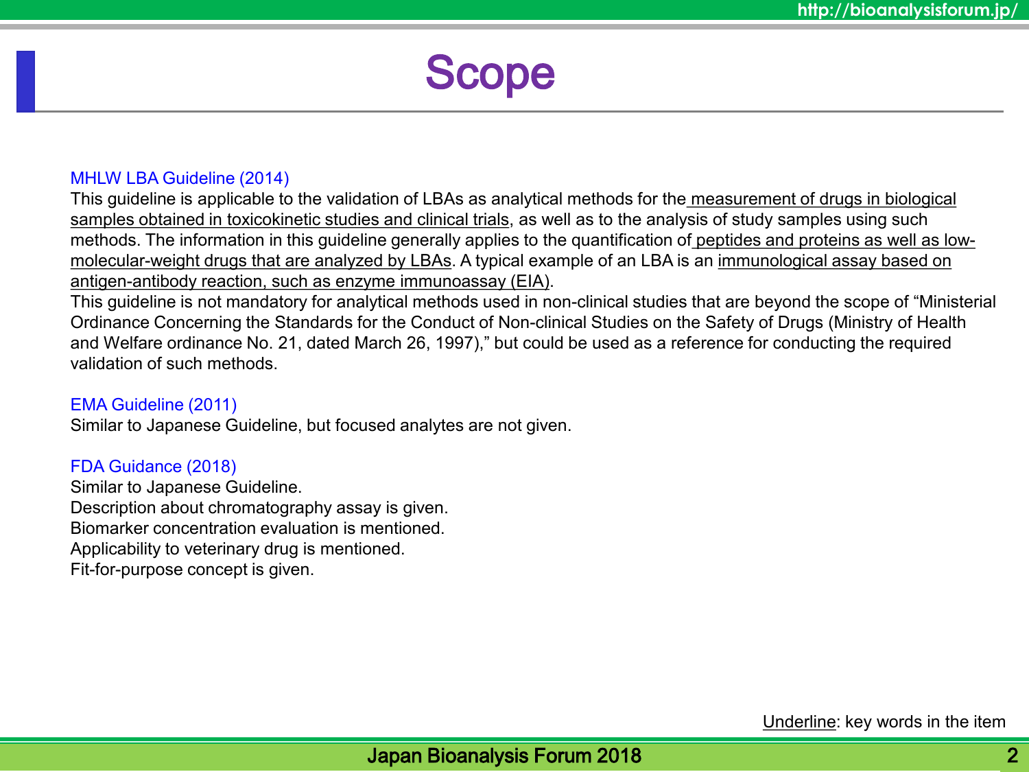# Scope

MHLW LBA Guideline (2014)

This guideline is applicable to the validation of LBAs as analytical methods for the <u>measurement of drugs in biological samples obtained in toxicokinetic studies and clinical trials</u>, as well as to the analysis of study samples using such methods. The information in this guideline generally applies to the quantification of <u>peptides and proteins as well as low-molecular-weight drugs that are analyzed by LBAs</u>. A typical example of an LBA is an <u>immunological assay based on antigen-antibody reaction, such as enzyme immunoassay (EIA)</u>.

This guideline is not mandatory for analytical methods used in non-clinical studies that are beyond the scope of "Ministerial Ordinance Concerning the Standards for the Conduct of Non-clinical Studies on the Safety of Drugs (Ministry of Health and Welfare ordinance No. 21, dated March 26, 1997)," but could be used as a reference for conducting the required validation of such methods.

EMA Guideline (2011)

Similar to Japanese Guideline, but focused analytes are not given.

FDA Guidance (2018)

Similar to Japanese Guideline.
Description about chromatography assay is given.
Biomarker concentration evaluation is mentioned.
Applicability to veterinary drug is mentioned.
Fit-for-purpose concept is given.

<u>Underline</u>: key words in the item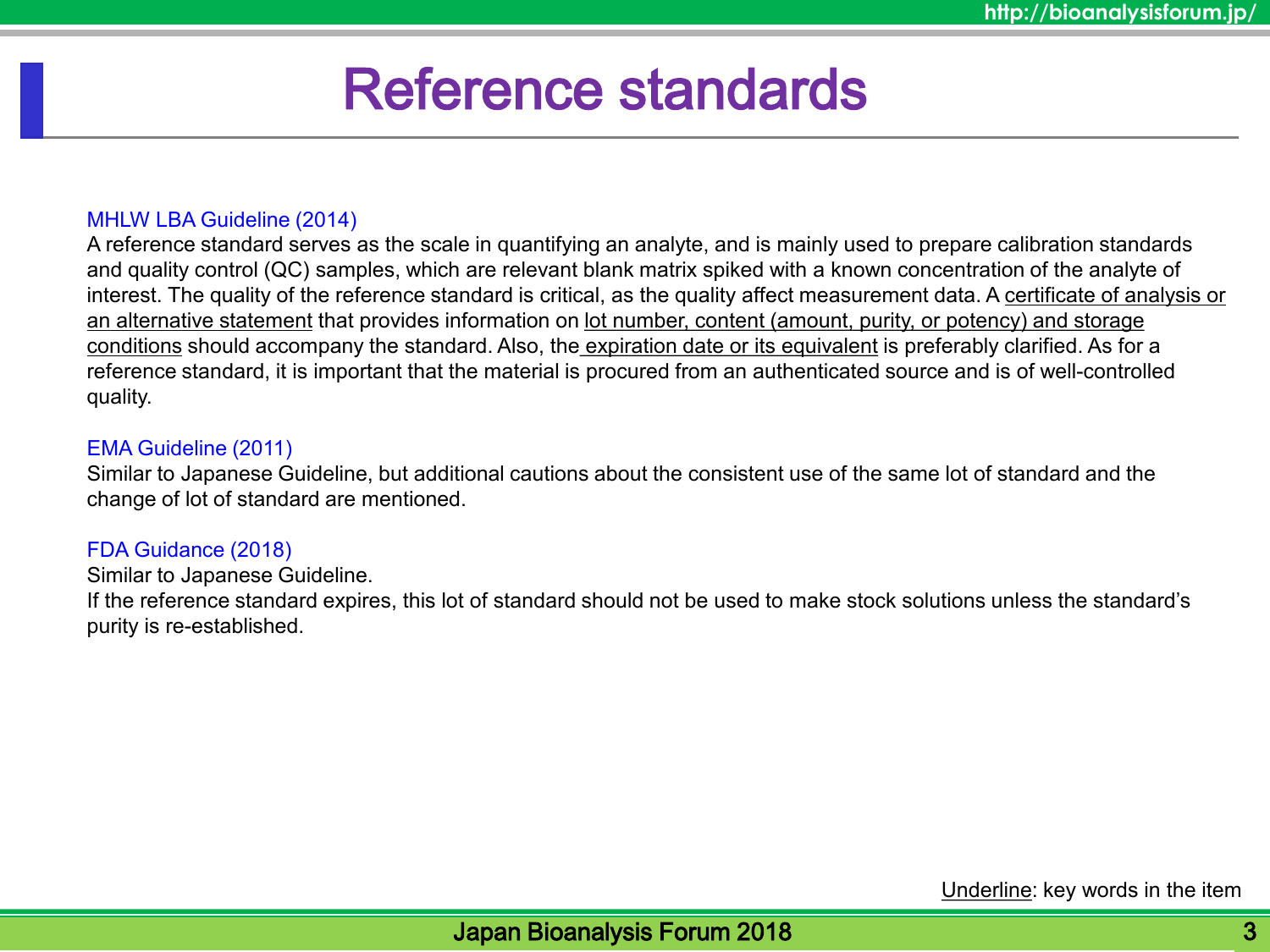# Reference standards

MHLW LBA Guideline (2014)

A reference standard serves as the scale in quantifying an analyte, and is mainly used to prepare calibration standards and quality control (QC) samples, which are relevant blank matrix spiked with a known concentration of the analyte of interest. The quality of the reference standard is critical, as the quality affect measurement data. A <u>certificate of analysis or an alternative statement</u> that provides information on <u>lot number, content (amount, purity, or potency) and storage conditions</u> should accompany the standard. Also, the <u>expiration date or its equivalent</u> is preferably clarified. As for a reference standard, it is important that the material is procured from an authenticated source and is of well-controlled quality.

EMA Guideline (2011)

Similar to Japanese Guideline, but additional cautions about the consistent use of the same lot of standard and the change of lot of standard are mentioned.

FDA Guidance (2018)

Similar to Japanese Guideline.

If the reference standard expires, this lot of standard should not be used to make stock solutions unless the standard's purity is re-established.

<u>Underline</u>: key words in the item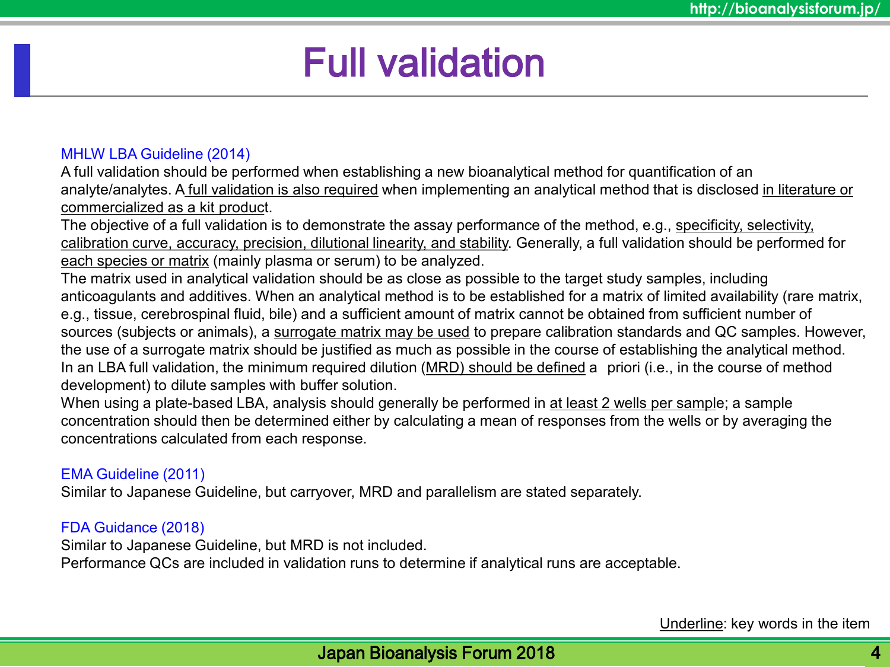# Full validation

MHLW LBA Guideline (2014)

A full validation should be performed when establishing a new bioanalytical method for quantification of an analyte/analytes. A <u>full validation is also required</u> when implementing an analytical method that is disclosed <u>in literature or commercialized as a kit product</u>.

The objective of a full validation is to demonstrate the assay performance of the method, e.g., <u>specificity, selectivity, calibration curve, accuracy, precision, dilutional linearity, and stability</u>. Generally, a full validation should be performed for <u>each species or matrix</u> (mainly plasma or serum) to be analyzed.

The matrix used in analytical validation should be as close as possible to the target study samples, including anticoagulants and additives. When an analytical method is to be established for a matrix of limited availability (rare matrix, e.g., tissue, cerebrospinal fluid, bile) and a sufficient amount of matrix cannot be obtained from sufficient number of sources (subjects or animals), a <u>surrogate matrix may be used</u> to prepare calibration standards and QC samples. However, the use of a surrogate matrix should be justified as much as possible in the course of establishing the analytical method.

In an LBA full validation, the minimum required dilution (<u>MRD) should be defined</u> a priori (i.e., in the course of method development) to dilute samples with buffer solution.

When using a plate-based LBA, analysis should generally be performed in <u>at least 2 wells per sample</u>; a sample concentration should then be determined either by calculating a mean of responses from the wells or by averaging the concentrations calculated from each response.

EMA Guideline (2011)

Similar to Japanese Guideline, but carryover, MRD and parallelism are stated separately.

FDA Guidance (2018)

Similar to Japanese Guideline, but MRD is not included.

Performance QCs are included in validation runs to determine if analytical runs are acceptable.

<u>Underline</u>: key words in the item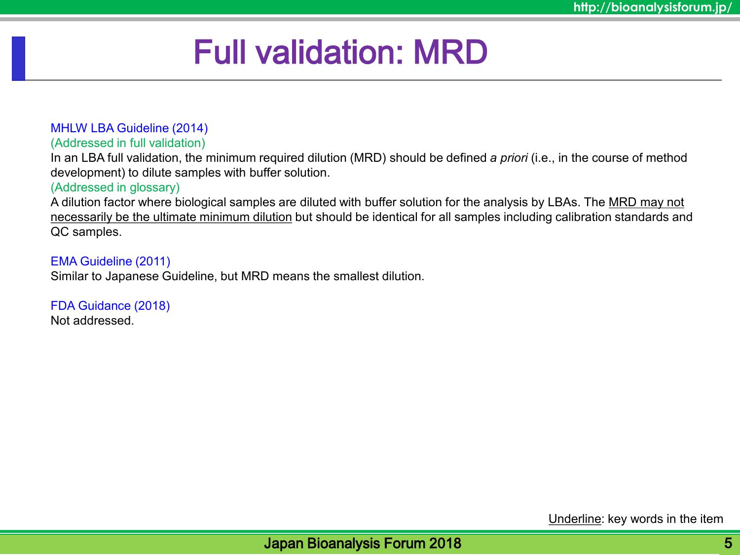# Full validation: MRD

MHLW LBA Guideline (2014)

(Addressed in full validation)

In an LBA full validation, the minimum required dilution (MRD) should be defined *a priori* (i.e., in the course of method development) to dilute samples with buffer solution.

(Addressed in glossary)

A dilution factor where biological samples are diluted with buffer solution for the analysis by LBAs. The <u>MRD may not necessarily be the ultimate minimum dilution</u> but should be identical for all samples including calibration standards and QC samples.

EMA Guideline (2011)

Similar to Japanese Guideline, but MRD means the smallest dilution.

FDA Guidance (2018)

Not addressed.

<u>Underline</u>: key words in the item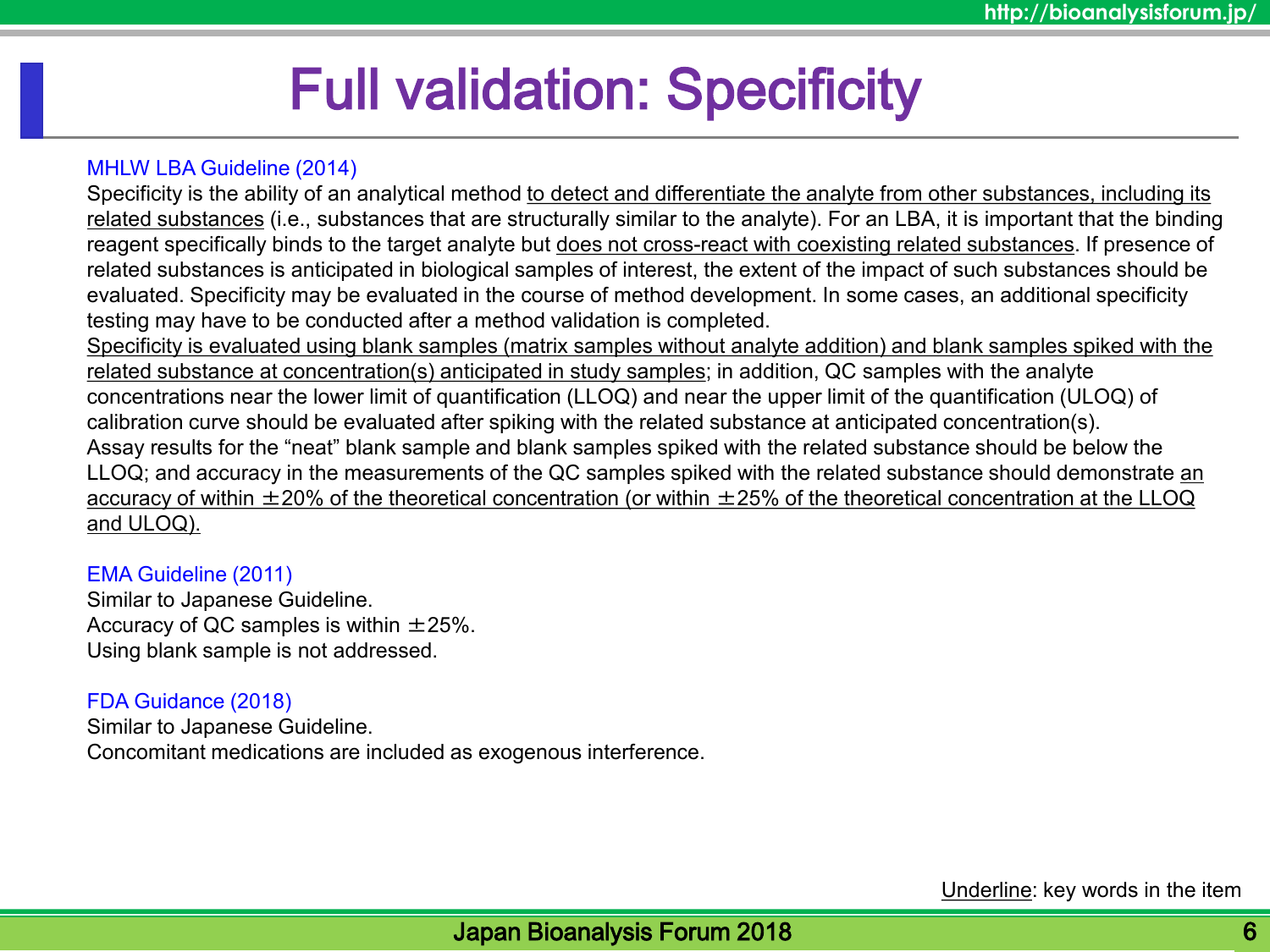# Full validation: Specificity

MHLW LBA Guideline (2014)

Specificity is the ability of an analytical method <u>to detect and differentiate the analyte from other substances, including its related substances</u> (i.e., substances that are structurally similar to the analyte). For an LBA, it is important that the binding reagent specifically binds to the target analyte but <u>does not cross-react with coexisting related substances</u>. If presence of related substances is anticipated in biological samples of interest, the extent of the impact of such substances should be evaluated. Specificity may be evaluated in the course of method development. In some cases, an additional specificity testing may have to be conducted after a method validation is completed.

<u>Specificity is evaluated using blank samples (matrix samples without analyte addition) and blank samples spiked with the related substance at concentration(s) anticipated in study samples</u>; in addition, QC samples with the analyte concentrations near the lower limit of quantification (LLOQ) and near the upper limit of the quantification (ULOQ) of calibration curve should be evaluated after spiking with the related substance at anticipated concentration(s).

Assay results for the "neat" blank sample and blank samples spiked with the related substance should be below the LLOQ; and accuracy in the measurements of the QC samples spiked with the related substance should demonstrate <u>an accuracy of within ±20% of the theoretical concentration (or within ±25% of the theoretical concentration at the LLOQ and ULOQ).</u>

EMA Guideline (2011)

Similar to Japanese Guideline.
Accuracy of QC samples is within ±25%.
Using blank sample is not addressed.

FDA Guidance (2018)

Similar to Japanese Guideline.
Concomitant medications are included as exogenous interference.

<u>Underline</u>: key words in the item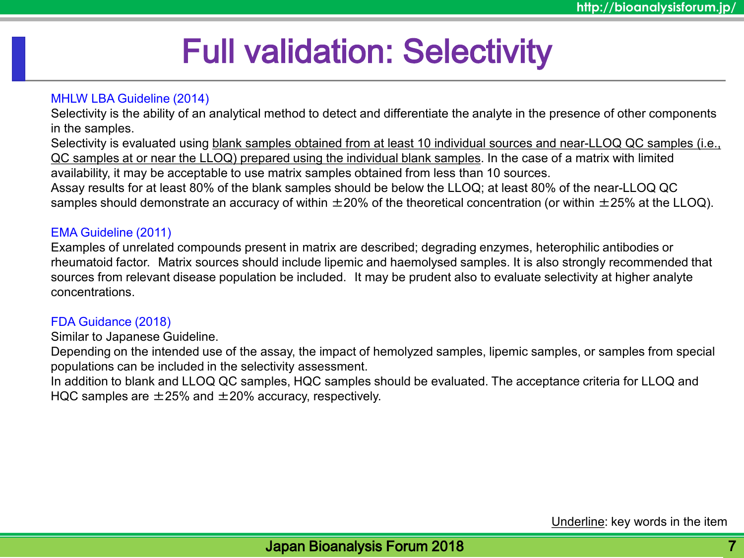# Full validation: Selectivity

MHLW LBA Guideline (2014)

Selectivity is the ability of an analytical method to detect and differentiate the analyte in the presence of other components in the samples.

Selectivity is evaluated using <u>blank samples obtained from at least 10 individual sources and near-LLOQ QC samples (i.e., QC samples at or near the LLOQ) prepared using the individual blank samples</u>. In the case of a matrix with limited availability, it may be acceptable to use matrix samples obtained from less than 10 sources.

Assay results for at least 80% of the blank samples should be below the LLOQ; at least 80% of the near-LLOQ QC samples should demonstrate an accuracy of within ±20% of the theoretical concentration (or within ±25% at the LLOQ).

EMA Guideline (2011)

Examples of unrelated compounds present in matrix are described; degrading enzymes, heterophilic antibodies or rheumatoid factor. Matrix sources should include lipemic and haemolysed samples. It is also strongly recommended that sources from relevant disease population be included. It may be prudent also to evaluate selectivity at higher analyte concentrations.

FDA Guidance (2018)

Similar to Japanese Guideline.

Depending on the intended use of the assay, the impact of hemolyzed samples, lipemic samples, or samples from special populations can be included in the selectivity assessment.

In addition to blank and LLOQ QC samples, HQC samples should be evaluated. The acceptance criteria for LLOQ and HQC samples are ±25% and ±20% accuracy, respectively.

<u>Underline</u>: key words in the item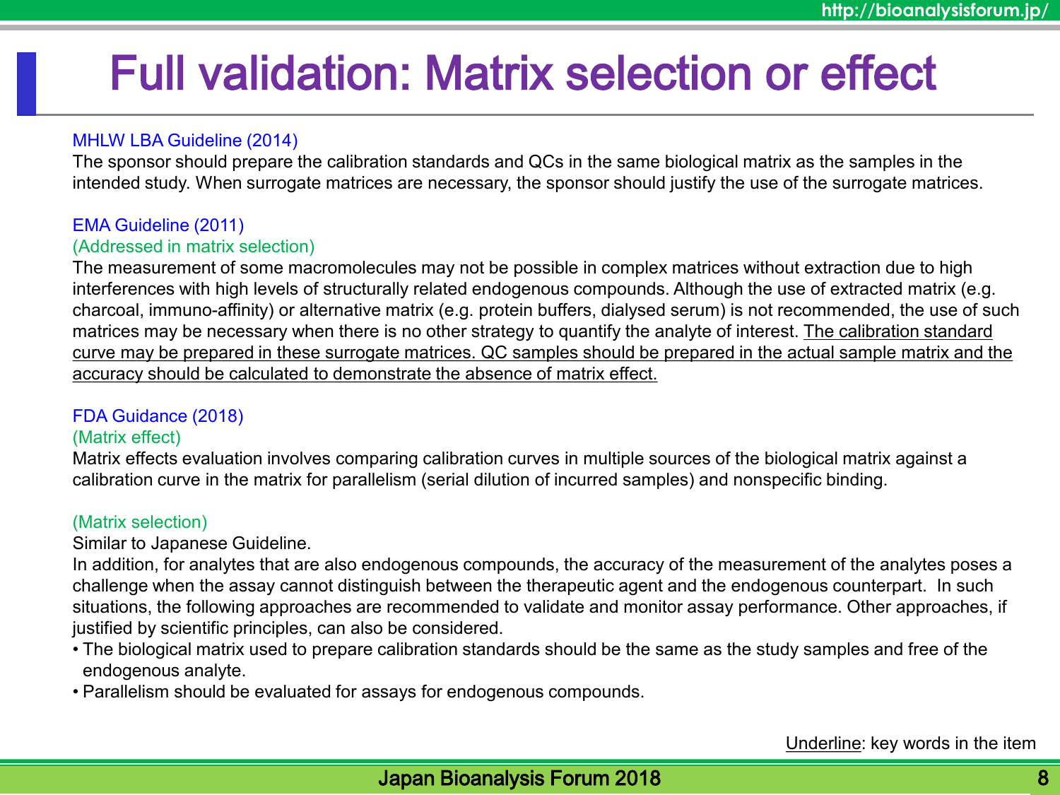# Full validation: Matrix selection or effect

MHLW LBA Guideline (2014)

The sponsor should prepare the calibration standards and QCs in the same biological matrix as the samples in the intended study. When surrogate matrices are necessary, the sponsor should justify the use of the surrogate matrices.

EMA Guideline (2011)

(Addressed in matrix selection)

The measurement of some macromolecules may not be possible in complex matrices without extraction due to high interferences with high levels of structurally related endogenous compounds. Although the use of extracted matrix (e.g. charcoal, immuno-affinity) or alternative matrix (e.g. protein buffers, dialysed serum) is not recommended, the use of such matrices may be necessary when there is no other strategy to quantify the analyte of interest. <u>The calibration standard curve may be prepared in these surrogate matrices. QC samples should be prepared in the actual sample matrix and the accuracy should be calculated to demonstrate the absence of matrix effect.</u>

FDA Guidance (2018)

(Matrix effect)

Matrix effects evaluation involves comparing calibration curves in multiple sources of the biological matrix against a calibration curve in the matrix for parallelism (serial dilution of incurred samples) and nonspecific binding.

(Matrix selection)

Similar to Japanese Guideline.

In addition, for analytes that are also endogenous compounds, the accuracy of the measurement of the analytes poses a challenge when the assay cannot distinguish between the therapeutic agent and the endogenous counterpart. In such situations, the following approaches are recommended to validate and monitor assay performance. Other approaches, if justified by scientific principles, can also be considered.

- The biological matrix used to prepare calibration standards should be the same as the study samples and free of the endogenous analyte.
- Parallelism should be evaluated for assays for endogenous compounds.

<u>Underline</u>: key words in the item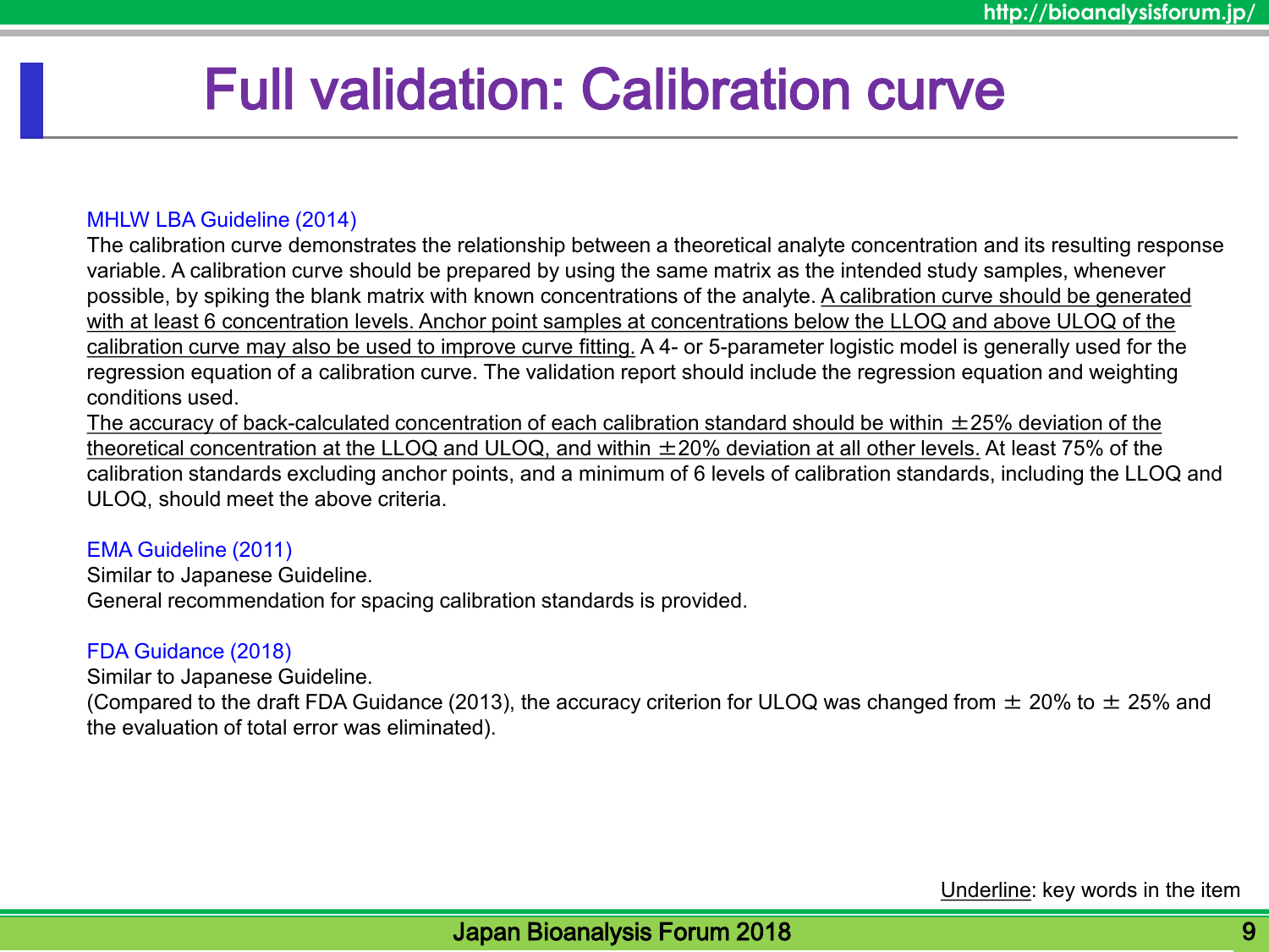# Full validation: Calibration curve

MHLW LBA Guideline (2014)

The calibration curve demonstrates the relationship between a theoretical analyte concentration and its resulting response variable. A calibration curve should be prepared by using the same matrix as the intended study samples, whenever possible, by spiking the blank matrix with known concentrations of the analyte. <u>A calibration curve should be generated with at least 6 concentration levels. Anchor point samples at concentrations below the LLOQ and above ULOQ of the calibration curve may also be used to improve curve fitting.</u> A 4- or 5-parameter logistic model is generally used for the regression equation of a calibration curve. The validation report should include the regression equation and weighting conditions used.

<u>The accuracy of back-calculated concentration of each calibration standard should be within ±25% deviation of the theoretical concentration at the LLOQ and ULOQ, and within ±20% deviation at all other levels.</u> At least 75% of the calibration standards excluding anchor points, and a minimum of 6 levels of calibration standards, including the LLOQ and ULOQ, should meet the above criteria.

EMA Guideline (2011)

Similar to Japanese Guideline.

General recommendation for spacing calibration standards is provided.

FDA Guidance (2018)

Similar to Japanese Guideline.

(Compared to the draft FDA Guidance (2013), the accuracy criterion for ULOQ was changed from ± 20% to ± 25% and the evaluation of total error was eliminated).

<u>Underline</u>: key words in the item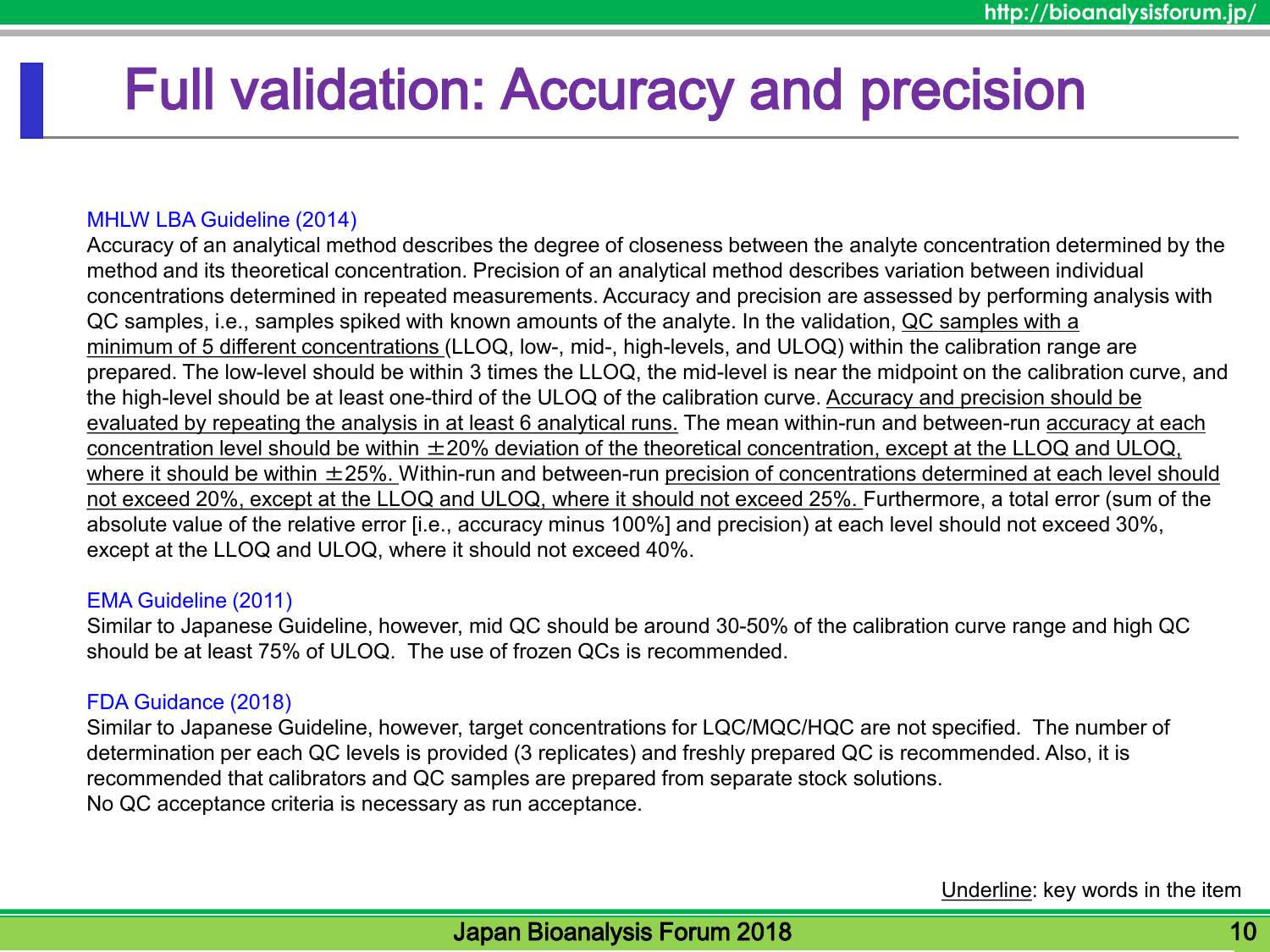# Full validation: Accuracy and precision

MHLW LBA Guideline (2014)

Accuracy of an analytical method describes the degree of closeness between the analyte concentration determined by the method and its theoretical concentration. Precision of an analytical method describes variation between individual concentrations determined in repeated measurements. Accuracy and precision are assessed by performing analysis with QC samples, i.e., samples spiked with known amounts of the analyte. In the validation, <u>QC samples with a minimum of 5 different concentrations</u> (LLOQ, low-, mid-, high-levels, and ULOQ) within the calibration range are prepared. The low-level should be within 3 times the LLOQ, the mid-level is near the midpoint on the calibration curve, and the high-level should be at least one-third of the ULOQ of the calibration curve. <u>Accuracy and precision should be evaluated by repeating the analysis in at least 6 analytical runs.</u> The mean within-run and between-run <u>accuracy at each concentration level should be within ±20% deviation of the theoretical concentration, except at the LLOQ and ULOQ, where it should be within ±25%.</u> Within-run and between-run <u>precision of concentrations determined at each level should not exceed 20%, except at the LLOQ and ULOQ, where it should not exceed 25%.</u> Furthermore, a total error (sum of the absolute value of the relative error [i.e., accuracy minus 100%] and precision) at each level should not exceed 30%, except at the LLOQ and ULOQ, where it should not exceed 40%.

EMA Guideline (2011)

Similar to Japanese Guideline, however, mid QC should be around 30-50% of the calibration curve range and high QC should be at least 75% of ULOQ. The use of frozen QCs is recommended.

FDA Guidance (2018)

Similar to Japanese Guideline, however, target concentrations for LQC/MQC/HQC are not specified. The number of determination per each QC levels is provided (3 replicates) and freshly prepared QC is recommended. Also, it is recommended that calibrators and QC samples are prepared from separate stock solutions.
No QC acceptance criteria is necessary as run acceptance.

<u>Underline</u>: key words in the item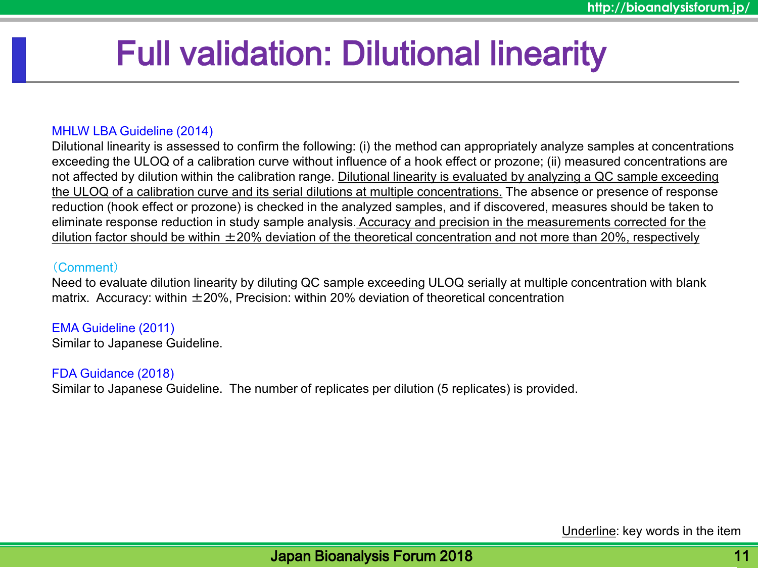# Full validation: Dilutional linearity

MHLW LBA Guideline (2014)

Dilutional linearity is assessed to confirm the following: (i) the method can appropriately analyze samples at concentrations exceeding the ULOQ of a calibration curve without influence of a hook effect or prozone; (ii) measured concentrations are not affected by dilution within the calibration range. <u>Dilutional linearity is evaluated by analyzing a QC sample exceeding the ULOQ of a calibration curve and its serial dilutions at multiple concentrations.</u> The absence or presence of response reduction (hook effect or prozone) is checked in the analyzed samples, and if discovered, measures should be taken to eliminate response reduction in study sample analysis. <u>Accuracy and precision in the measurements corrected for the dilution factor should be within ±20% deviation of the theoretical concentration and not more than 20%, respectively</u>

（Comment）

Need to evaluate dilution linearity by diluting QC sample exceeding ULOQ serially at multiple concentration with blank matrix. Accuracy: within ±20%, Precision: within 20% deviation of theoretical concentration

EMA Guideline (2011)

Similar to Japanese Guideline.

FDA Guidance (2018)

Similar to Japanese Guideline. The number of replicates per dilution (5 replicates) is provided.

<u>Underline</u>: key words in the item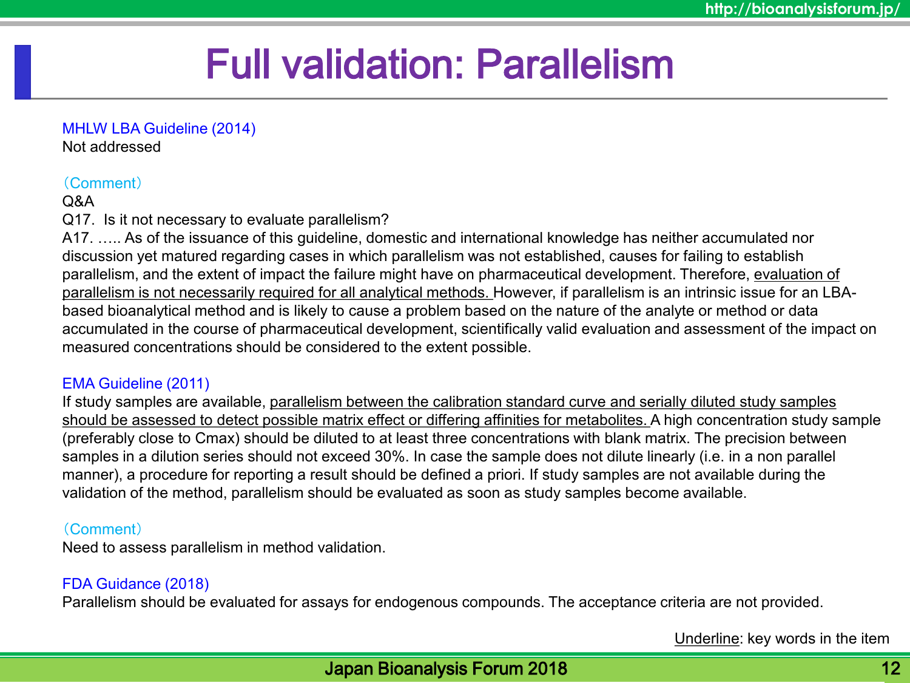# Full validation: Parallelism

MHLW LBA Guideline (2014)
Not addressed

（Comment）
Q&A
Q17. Is it not necessary to evaluate parallelism?
A17. ….. As of the issuance of this guideline, domestic and international knowledge has neither accumulated nor discussion yet matured regarding cases in which parallelism was not established, causes for failing to establish parallelism, and the extent of impact the failure might have on pharmaceutical development. Therefore, <u>evaluation of parallelism is not necessarily required for all analytical methods.</u> However, if parallelism is an intrinsic issue for an LBA-based bioanalytical method and is likely to cause a problem based on the nature of the analyte or method or data accumulated in the course of pharmaceutical development, scientifically valid evaluation and assessment of the impact on measured concentrations should be considered to the extent possible.

EMA Guideline (2011)
If study samples are available, <u>parallelism between the calibration standard curve and serially diluted study samples should be assessed to detect possible matrix effect or differing affinities for metabolites.</u> A high concentration study sample (preferably close to Cmax) should be diluted to at least three concentrations with blank matrix. The precision between samples in a dilution series should not exceed 30%. In case the sample does not dilute linearly (i.e. in a non parallel manner), a procedure for reporting a result should be defined a priori. If study samples are not available during the validation of the method, parallelism should be evaluated as soon as study samples become available.

（Comment）
Need to assess parallelism in method validation.

FDA Guidance (2018)
Parallelism should be evaluated for assays for endogenous compounds. The acceptance criteria are not provided.

<u>Underline</u>: key words in the item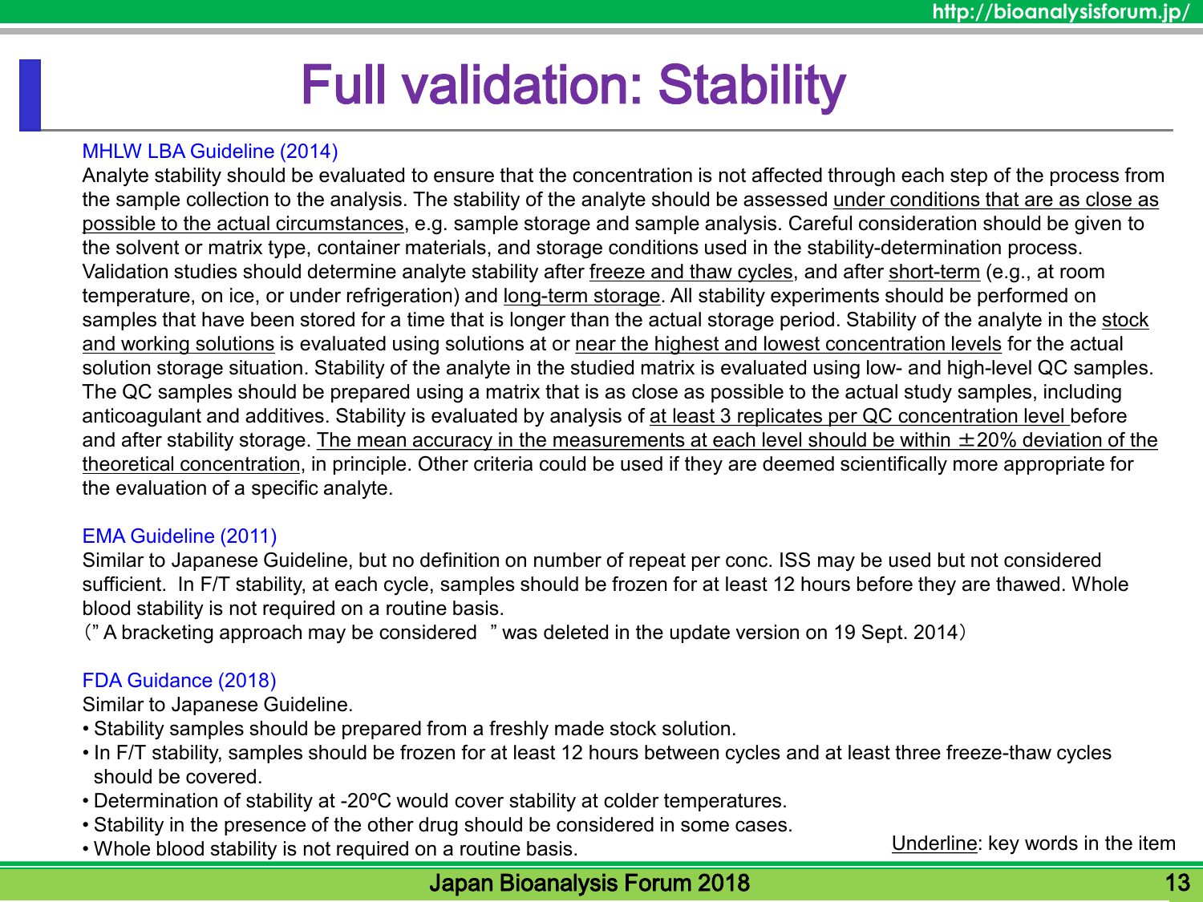# Full validation: Stability

MHLW LBA Guideline (2014)

Analyte stability should be evaluated to ensure that the concentration is not affected through each step of the process from the sample collection to the analysis. The stability of the analyte should be assessed under conditions that are as close as possible to the actual circumstances, e.g. sample storage and sample analysis. Careful consideration should be given to the solvent or matrix type, container materials, and storage conditions used in the stability-determination process. Validation studies should determine analyte stability after freeze and thaw cycles, and after short-term (e.g., at room temperature, on ice, or under refrigeration) and long-term storage. All stability experiments should be performed on samples that have been stored for a time that is longer than the actual storage period. Stability of the analyte in the stock and working solutions is evaluated using solutions at or near the highest and lowest concentration levels for the actual solution storage situation. Stability of the analyte in the studied matrix is evaluated using low- and high-level QC samples. The QC samples should be prepared using a matrix that is as close as possible to the actual study samples, including anticoagulant and additives. Stability is evaluated by analysis of at least 3 replicates per QC concentration level before and after stability storage. The mean accuracy in the measurements at each level should be within ±20% deviation of the theoretical concentration, in principle. Other criteria could be used if they are deemed scientifically more appropriate for the evaluation of a specific analyte.

EMA Guideline (2011)

Similar to Japanese Guideline, but no definition on number of repeat per conc. ISS may be used but not considered sufficient. In F/T stability, at each cycle, samples should be frozen for at least 12 hours before they are thawed. Whole blood stability is not required on a routine basis.

（" A bracketing approach may be considered " was deleted in the update version on 19 Sept. 2014）

FDA Guidance (2018)

Similar to Japanese Guideline.

- Stability samples should be prepared from a freshly made stock solution.
- In F/T stability, samples should be frozen for at least 12 hours between cycles and at least three freeze-thaw cycles should be covered.
- Determination of stability at -20ºC would cover stability at colder temperatures.
- Stability in the presence of the other drug should be considered in some cases.
- Whole blood stability is not required on a routine basis.

Underline: key words in the item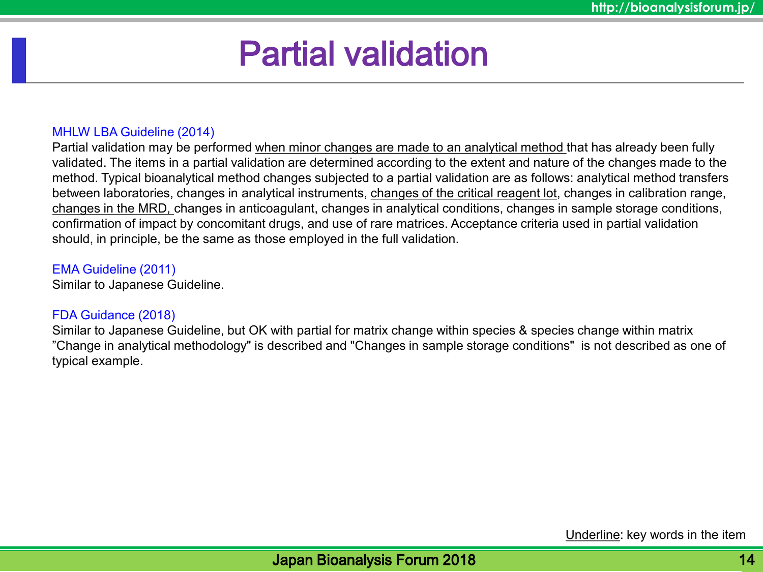# Partial validation

MHLW LBA Guideline (2014)

Partial validation may be performed <u>when minor changes are made to an analytical method</u> that has already been fully validated. The items in a partial validation are determined according to the extent and nature of the changes made to the method. Typical bioanalytical method changes subjected to a partial validation are as follows: analytical method transfers between laboratories, changes in analytical instruments, <u>changes of the critical reagent lot</u>, changes in calibration range, <u>changes in the MRD,</u> changes in anticoagulant, changes in analytical conditions, changes in sample storage conditions, confirmation of impact by concomitant drugs, and use of rare matrices. Acceptance criteria used in partial validation should, in principle, be the same as those employed in the full validation.

EMA Guideline (2011)

Similar to Japanese Guideline.

FDA Guidance (2018)

Similar to Japanese Guideline, but OK with partial for matrix change within species & species change within matrix
”Change in analytical methodology" is described and "Changes in sample storage conditions" is not described as one of typical example.

<u>Underline</u>: key words in the item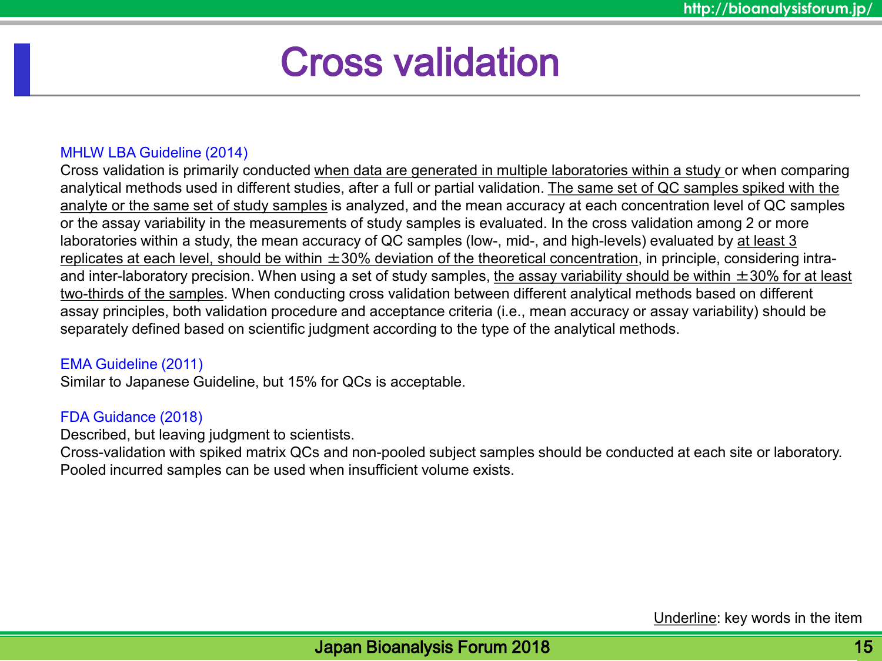# Cross validation

MHLW LBA Guideline (2014)

Cross validation is primarily conducted when data are generated in multiple laboratories within a study or when comparing analytical methods used in different studies, after a full or partial validation. The same set of QC samples spiked with the analyte or the same set of study samples is analyzed, and the mean accuracy at each concentration level of QC samples or the assay variability in the measurements of study samples is evaluated. In the cross validation among 2 or more laboratories within a study, the mean accuracy of QC samples (low-, mid-, and high-levels) evaluated by at least 3 replicates at each level, should be within ±30% deviation of the theoretical concentration, in principle, considering intra- and inter-laboratory precision. When using a set of study samples, the assay variability should be within ±30% for at least two-thirds of the samples. When conducting cross validation between different analytical methods based on different assay principles, both validation procedure and acceptance criteria (i.e., mean accuracy or assay variability) should be separately defined based on scientific judgment according to the type of the analytical methods.

EMA Guideline (2011)

Similar to Japanese Guideline, but 15% for QCs is acceptable.

FDA Guidance (2018)

Described, but leaving judgment to scientists.
Cross-validation with spiked matrix QCs and non-pooled subject samples should be conducted at each site or laboratory.
Pooled incurred samples can be used when insufficient volume exists.

Underline: key words in the item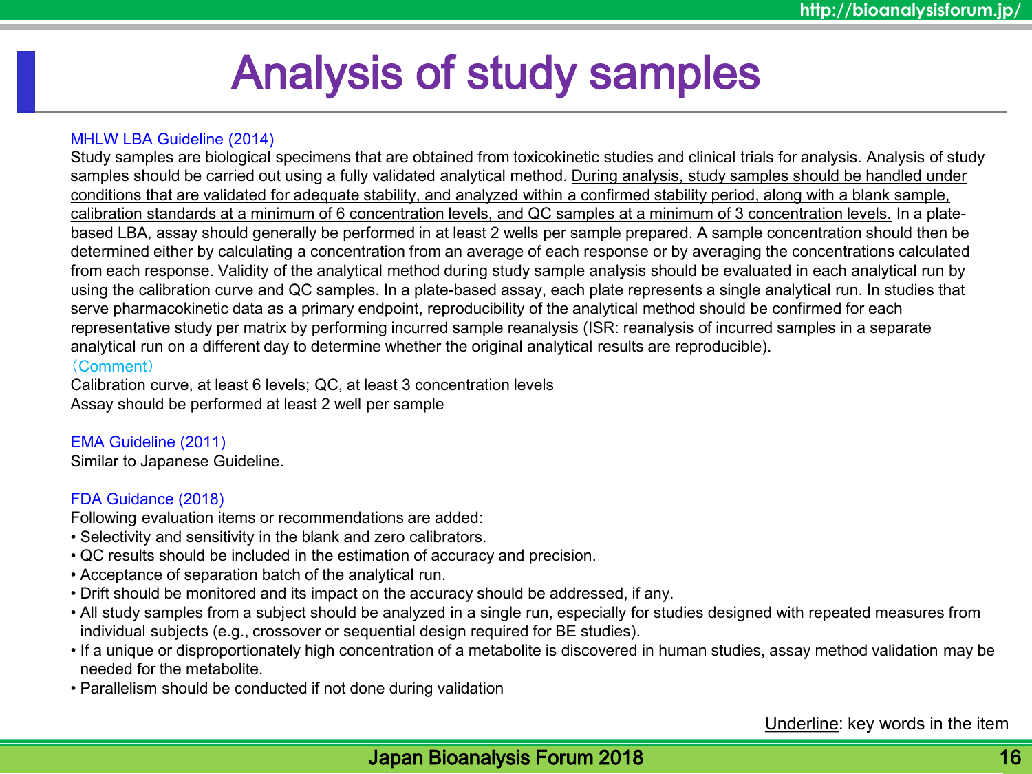# Analysis of study samples

MHLW LBA Guideline (2014)

Study samples are biological specimens that are obtained from toxicokinetic studies and clinical trials for analysis. Analysis of study samples should be carried out using a fully validated analytical method. <u>During analysis, study samples should be handled under conditions that are validated for adequate stability, and analyzed within a confirmed stability period, along with a blank sample, calibration standards at a minimum of 6 concentration levels, and QC samples at a minimum of 3 concentration levels.</u> In a plate-based LBA, assay should generally be performed in at least 2 wells per sample prepared. A sample concentration should then be determined either by calculating a concentration from an average of each response or by averaging the concentrations calculated from each response. Validity of the analytical method during study sample analysis should be evaluated in each analytical run by using the calibration curve and QC samples. In a plate-based assay, each plate represents a single analytical run. In studies that serve pharmacokinetic data as a primary endpoint, reproducibility of the analytical method should be confirmed for each representative study per matrix by performing incurred sample reanalysis (ISR: reanalysis of incurred samples in a separate analytical run on a different day to determine whether the original analytical results are reproducible).

（Comment）

Calibration curve, at least 6 levels; QC, at least 3 concentration levels

Assay should be performed at least 2 well per sample

EMA Guideline (2011)

Similar to Japanese Guideline.

FDA Guidance (2018)

Following evaluation items or recommendations are added:

- Selectivity and sensitivity in the blank and zero calibrators.
- QC results should be included in the estimation of accuracy and precision.
- Acceptance of separation batch of the analytical run.
- Drift should be monitored and its impact on the accuracy should be addressed, if any.
- All study samples from a subject should be analyzed in a single run, especially for studies designed with repeated measures from individual subjects (e.g., crossover or sequential design required for BE studies).
- If a unique or disproportionately high concentration of a metabolite is discovered in human studies, assay method validation may be needed for the metabolite.
- Parallelism should be conducted if not done during validation

<u>Underline</u>: key words in the item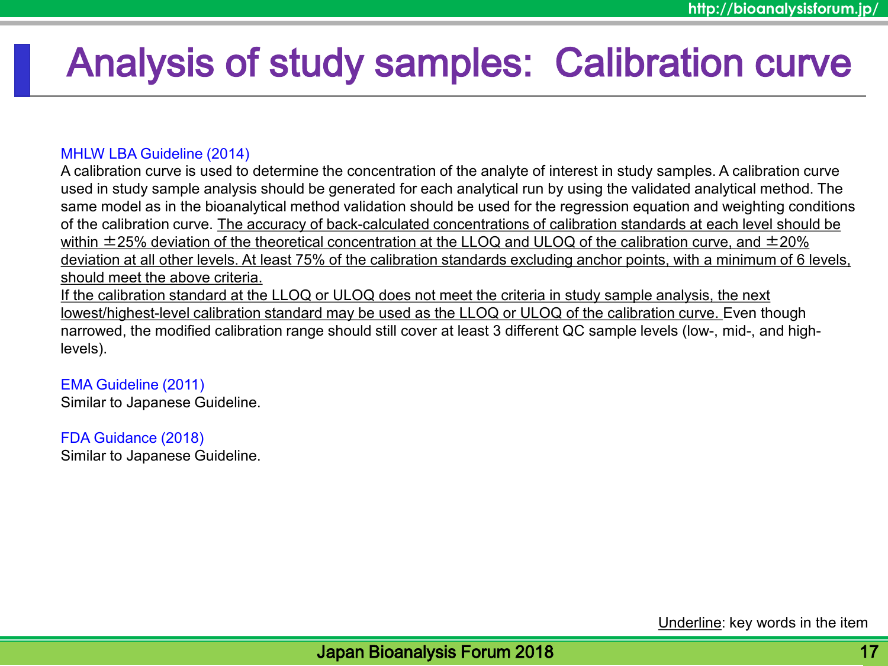# Analysis of study samples: Calibration curve

MHLW LBA Guideline (2014)

A calibration curve is used to determine the concentration of the analyte of interest in study samples. A calibration curve used in study sample analysis should be generated for each analytical run by using the validated analytical method. The same model as in the bioanalytical method validation should be used for the regression equation and weighting conditions of the calibration curve. <u>The accuracy of back-calculated concentrations of calibration standards at each level should be within ±25% deviation of the theoretical concentration at the LLOQ and ULOQ of the calibration curve, and ±20% deviation at all other levels. At least 75% of the calibration standards excluding anchor points, with a minimum of 6 levels, should meet the above criteria.</u>

<u>If the calibration standard at the LLOQ or ULOQ does not meet the criteria in study sample analysis, the next lowest/highest-level calibration standard may be used as the LLOQ or ULOQ of the calibration curve.</u> Even though narrowed, the modified calibration range should still cover at least 3 different QC sample levels (low-, mid-, and high-levels).

EMA Guideline (2011)

Similar to Japanese Guideline.

FDA Guidance (2018)

Similar to Japanese Guideline.

<u>Underline</u>: key words in the item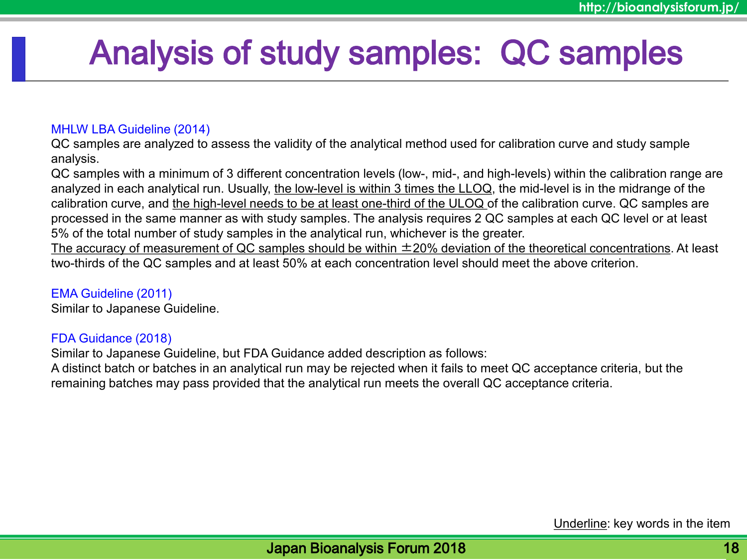# Analysis of study samples: QC samples

MHLW LBA Guideline (2014)

QC samples are analyzed to assess the validity of the analytical method used for calibration curve and study sample analysis.

QC samples with a minimum of 3 different concentration levels (low-, mid-, and high-levels) within the calibration range are analyzed in each analytical run. Usually, <u>the low-level is within 3 times the LLOQ</u>, the mid-level is in the midrange of the calibration curve, and <u>the high-level needs to be at least one-third of the ULOQ</u> of the calibration curve. QC samples are processed in the same manner as with study samples. The analysis requires 2 QC samples at each QC level or at least 5% of the total number of study samples in the analytical run, whichever is the greater.

<u>The accuracy of measurement of QC samples should be within ±20% deviation of the theoretical concentrations</u>. At least two-thirds of the QC samples and at least 50% at each concentration level should meet the above criterion.

EMA Guideline (2011)

Similar to Japanese Guideline.

FDA Guidance (2018)

Similar to Japanese Guideline, but FDA Guidance added description as follows:

A distinct batch or batches in an analytical run may be rejected when it fails to meet QC acceptance criteria, but the remaining batches may pass provided that the analytical run meets the overall QC acceptance criteria.

<u>Underline</u>: key words in the item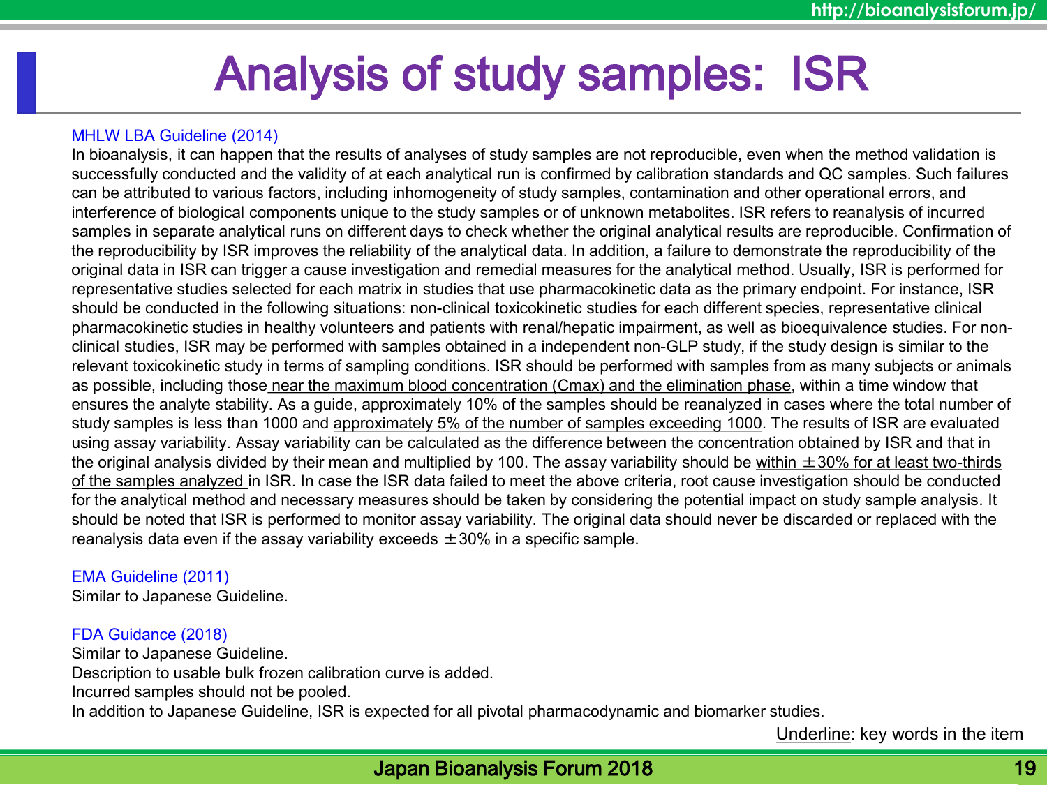# Analysis of study samples: ISR

MHLW LBA Guideline (2014)

In bioanalysis, it can happen that the results of analyses of study samples are not reproducible, even when the method validation is successfully conducted and the validity of at each analytical run is confirmed by calibration standards and QC samples. Such failures can be attributed to various factors, including inhomogeneity of study samples, contamination and other operational errors, and interference of biological components unique to the study samples or of unknown metabolites. ISR refers to reanalysis of incurred samples in separate analytical runs on different days to check whether the original analytical results are reproducible. Confirmation of the reproducibility by ISR improves the reliability of the analytical data. In addition, a failure to demonstrate the reproducibility of the original data in ISR can trigger a cause investigation and remedial measures for the analytical method. Usually, ISR is performed for representative studies selected for each matrix in studies that use pharmacokinetic data as the primary endpoint. For instance, ISR should be conducted in the following situations: non-clinical toxicokinetic studies for each different species, representative clinical pharmacokinetic studies in healthy volunteers and patients with renal/hepatic impairment, as well as bioequivalence studies. For non-clinical studies, ISR may be performed with samples obtained in a independent non-GLP study, if the study design is similar to the relevant toxicokinetic study in terms of sampling conditions. ISR should be performed with samples from as many subjects or animals as possible, including those <u>near the maximum blood concentration (Cmax) and the elimination phase</u>, within a time window that ensures the analyte stability. As a guide, approximately <u>10% of the samples</u> should be reanalyzed in cases where the total number of study samples is <u>less than 1000</u> and <u>approximately 5% of the number of samples exceeding 1000</u>. The results of ISR are evaluated using assay variability. Assay variability can be calculated as the difference between the concentration obtained by ISR and that in the original analysis divided by their mean and multiplied by 100. The assay variability should be <u>within ±30% for at least two-thirds of the samples analyzed</u> in ISR. In case the ISR data failed to meet the above criteria, root cause investigation should be conducted for the analytical method and necessary measures should be taken by considering the potential impact on study sample analysis. It should be noted that ISR is performed to monitor assay variability. The original data should never be discarded or replaced with the reanalysis data even if the assay variability exceeds ±30% in a specific sample.

EMA Guideline (2011)

Similar to Japanese Guideline.

FDA Guidance (2018)

Similar to Japanese Guideline.
Description to usable bulk frozen calibration curve is added.
Incurred samples should not be pooled.
In addition to Japanese Guideline, ISR is expected for all pivotal pharmacodynamic and biomarker studies.

<u>Underline</u>: key words in the item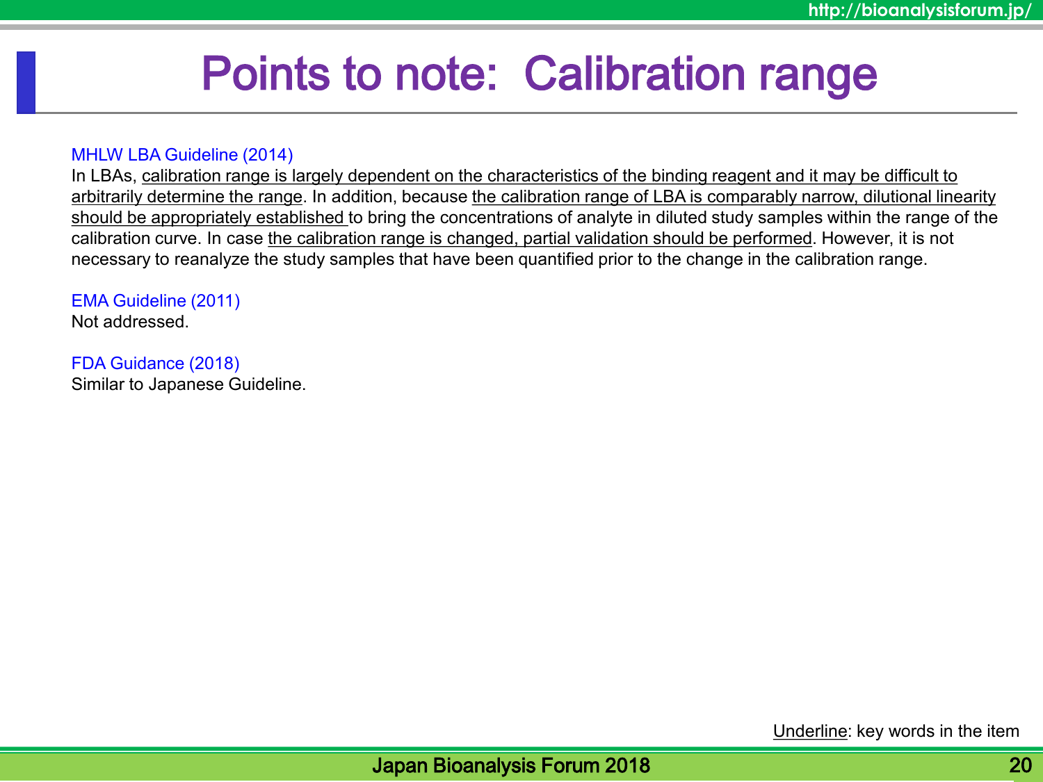# Points to note: Calibration range

MHLW LBA Guideline (2014)

In LBAs, <u>calibration range is largely dependent on the characteristics of the binding reagent and it may be difficult to arbitrarily determine the range</u>. In addition, because <u>the calibration range of LBA is comparably narrow, dilutional linearity should be appropriately established</u> to bring the concentrations of analyte in diluted study samples within the range of the calibration curve. In case <u>the calibration range is changed, partial validation should be performed</u>. However, it is not necessary to reanalyze the study samples that have been quantified prior to the change in the calibration range.

EMA Guideline (2011)

Not addressed.

FDA Guidance (2018)

Similar to Japanese Guideline.

<u>Underline</u>: key words in the item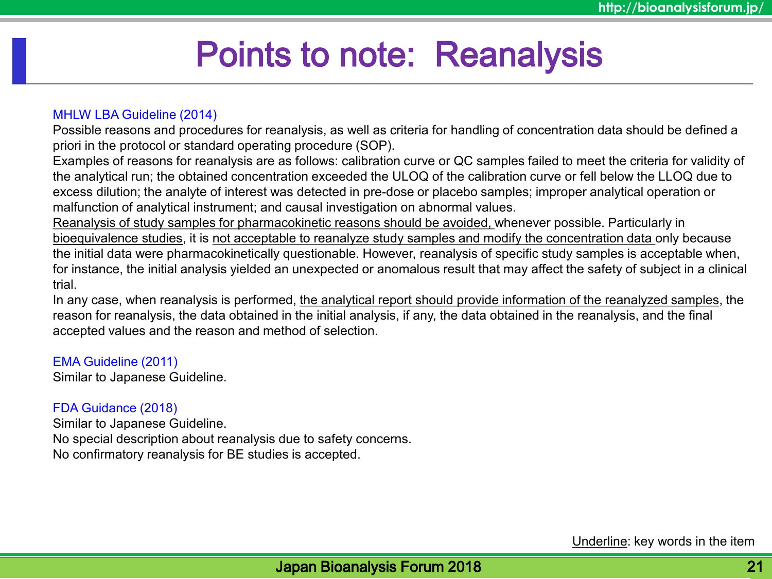# Points to note: Reanalysis

MHLW LBA Guideline (2014)

Possible reasons and procedures for reanalysis, as well as criteria for handling of concentration data should be defined a priori in the protocol or standard operating procedure (SOP).

Examples of reasons for reanalysis are as follows: calibration curve or QC samples failed to meet the criteria for validity of the analytical run; the obtained concentration exceeded the ULOQ of the calibration curve or fell below the LLOQ due to excess dilution; the analyte of interest was detected in pre-dose or placebo samples; improper analytical operation or malfunction of analytical instrument; and causal investigation on abnormal values.

<u>Reanalysis of study samples for pharmacokinetic reasons should be avoided,</u> whenever possible. Particularly in <u>bioequivalence studies</u>, it is <u>not acceptable to reanalyze study samples and modify the concentration data</u> only because the initial data were pharmacokinetically questionable. However, reanalysis of specific study samples is acceptable when, for instance, the initial analysis yielded an unexpected or anomalous result that may affect the safety of subject in a clinical trial.

In any case, when reanalysis is performed, <u>the analytical report should provide information of the reanalyzed samples</u>, the reason for reanalysis, the data obtained in the initial analysis, if any, the data obtained in the reanalysis, and the final accepted values and the reason and method of selection.

EMA Guideline (2011)

Similar to Japanese Guideline.

FDA Guidance (2018)

Similar to Japanese Guideline.
No special description about reanalysis due to safety concerns.
No confirmatory reanalysis for BE studies is accepted.

<u>Underline</u>: key words in the item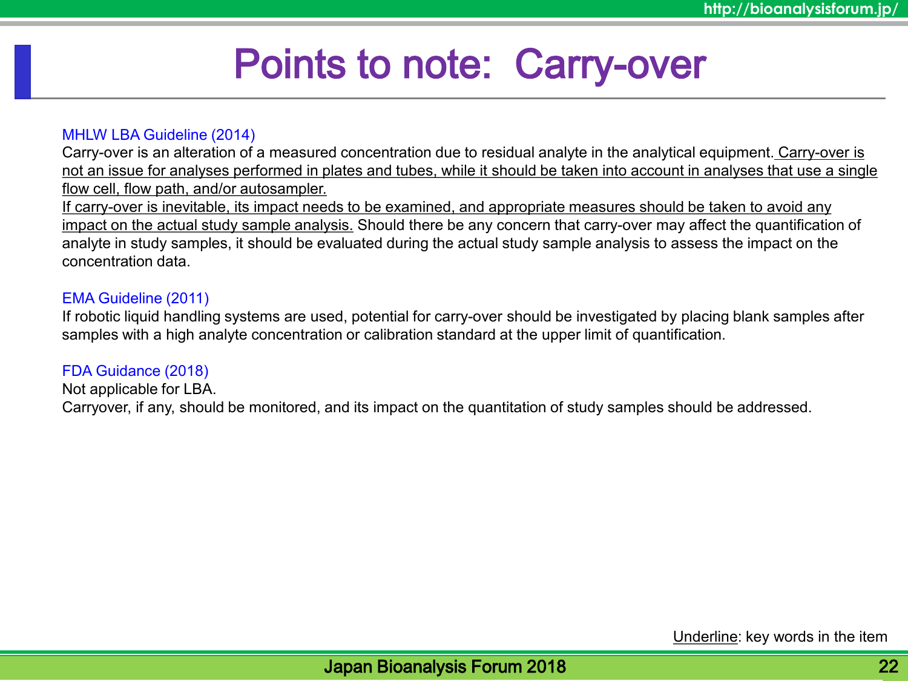# Points to note: Carry-over

MHLW LBA Guideline (2014)

Carry-over is an alteration of a measured concentration due to residual analyte in the analytical equipment. <u>Carry-over is not an issue for analyses performed in plates and tubes, while it should be taken into account in analyses that use a single flow cell, flow path, and/or autosampler.</u>
<u>If carry-over is inevitable, its impact needs to be examined, and appropriate measures should be taken to avoid any impact on the actual study sample analysis.</u> Should there be any concern that carry-over may affect the quantification of analyte in study samples, it should be evaluated during the actual study sample analysis to assess the impact on the concentration data.

EMA Guideline (2011)

If robotic liquid handling systems are used, potential for carry-over should be investigated by placing blank samples after samples with a high analyte concentration or calibration standard at the upper limit of quantification.

FDA Guidance (2018)

Not applicable for LBA.
Carryover, if any, should be monitored, and its impact on the quantitation of study samples should be addressed.

<u>Underline</u>: key words in the item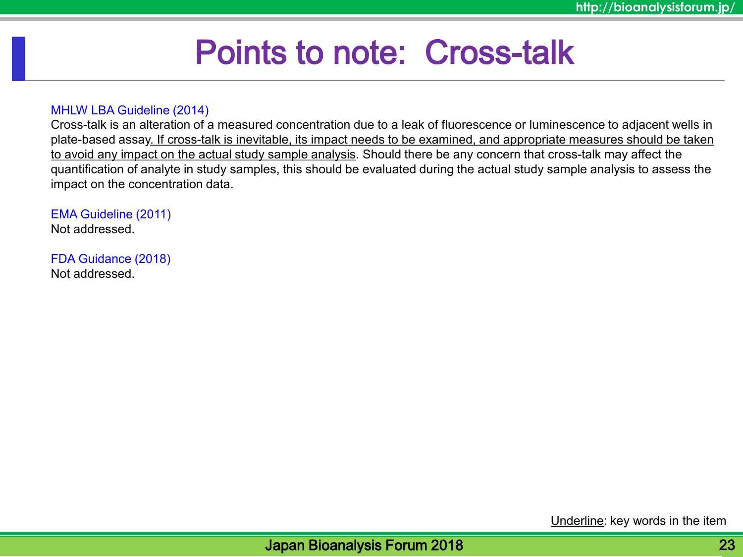# Points to note: Cross-talk

MHLW LBA Guideline (2014)
Cross-talk is an alteration of a measured concentration due to a leak of fluorescence or luminescence to adjacent wells in plate-based assay<u>. If cross-talk is inevitable, its impact needs to be examined, and appropriate measures should be taken to avoid any impact on the actual study sample analysis</u>. Should there be any concern that cross-talk may affect the quantification of analyte in study samples, this should be evaluated during the actual study sample analysis to assess the impact on the concentration data.

EMA Guideline (2011)
Not addressed.

FDA Guidance (2018)
Not addressed.

<u>Underline</u>: key words in the item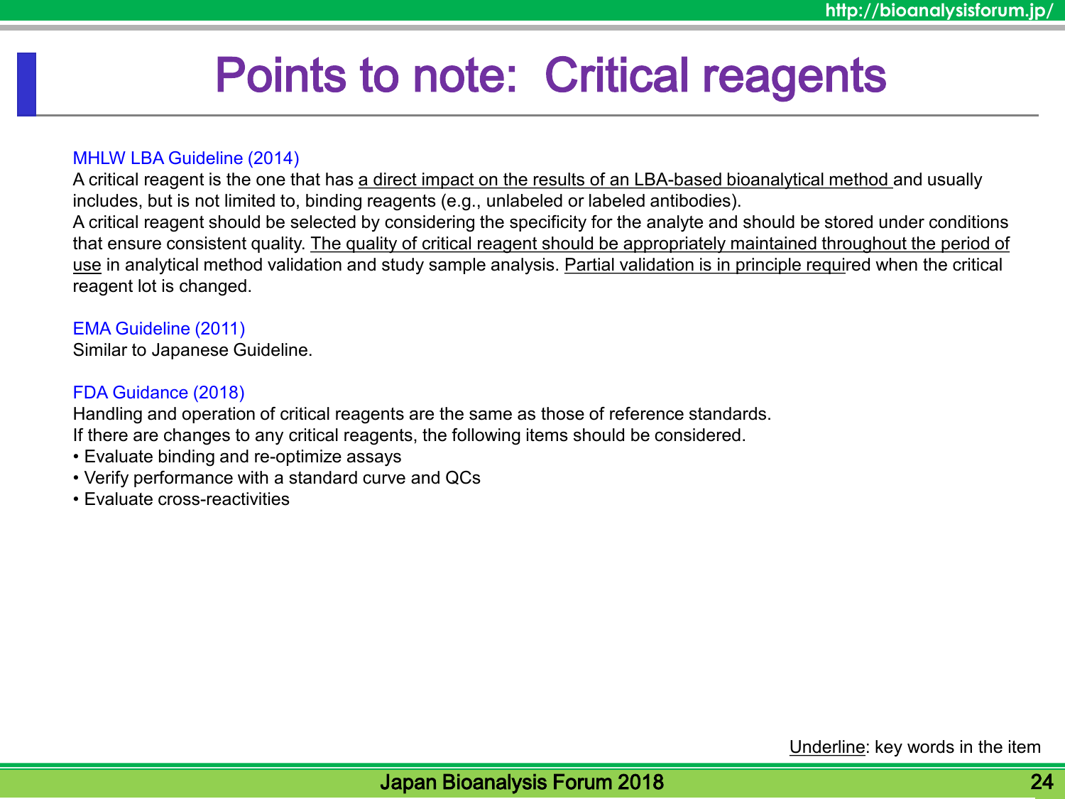# Points to note: Critical reagents

MHLW LBA Guideline (2014)

A critical reagent is the one that has <u>a direct impact on the results of an LBA-based bioanalytical method</u> and usually includes, but is not limited to, binding reagents (e.g., unlabeled or labeled antibodies).
A critical reagent should be selected by considering the specificity for the analyte and should be stored under conditions that ensure consistent quality. <u>The quality of critical reagent should be appropriately maintained throughout the period of use</u> in analytical method validation and study sample analysis. <u>Partial validation is in principle requi</u>red when the critical reagent lot is changed.

EMA Guideline (2011)

Similar to Japanese Guideline.

FDA Guidance (2018)

Handling and operation of critical reagents are the same as those of reference standards.
If there are changes to any critical reagents, the following items should be considered.

- Evaluate binding and re-optimize assays
- Verify performance with a standard curve and QCs
- Evaluate cross-reactivities

<u>Underline</u>: key words in the item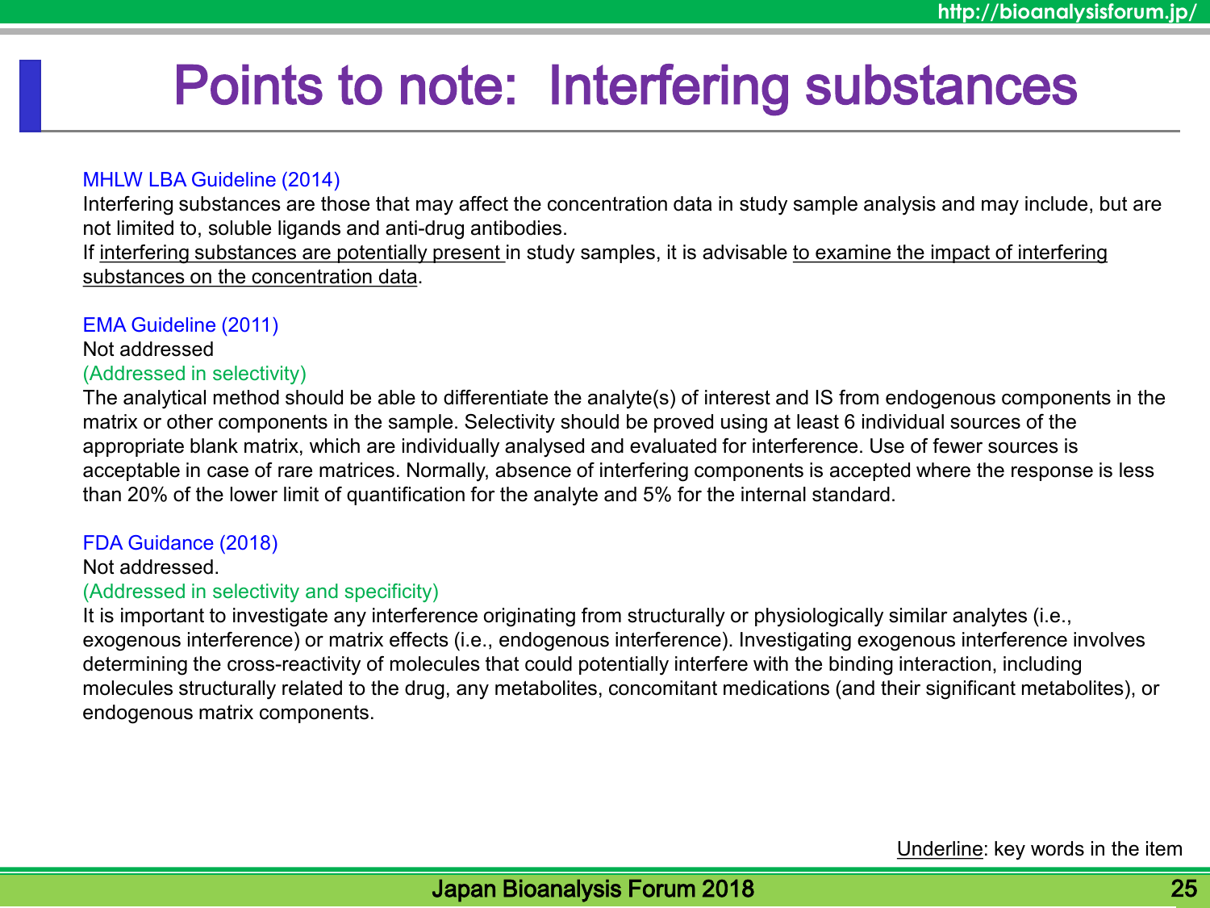# Points to note: Interfering substances

MHLW LBA Guideline (2014)

Interfering substances are those that may affect the concentration data in study sample analysis and may include, but are not limited to, soluble ligands and anti-drug antibodies.

If <u>interfering substances are potentially present</u> in study samples, it is advisable <u>to examine the impact of interfering substances on the concentration data</u>.

EMA Guideline (2011)

Not addressed

(Addressed in selectivity)

The analytical method should be able to differentiate the analyte(s) of interest and IS from endogenous components in the matrix or other components in the sample. Selectivity should be proved using at least 6 individual sources of the appropriate blank matrix, which are individually analysed and evaluated for interference. Use of fewer sources is acceptable in case of rare matrices. Normally, absence of interfering components is accepted where the response is less than 20% of the lower limit of quantification for the analyte and 5% for the internal standard.

FDA Guidance (2018)

Not addressed.

(Addressed in selectivity and specificity)

It is important to investigate any interference originating from structurally or physiologically similar analytes (i.e., exogenous interference) or matrix effects (i.e., endogenous interference). Investigating exogenous interference involves determining the cross-reactivity of molecules that could potentially interfere with the binding interaction, including molecules structurally related to the drug, any metabolites, concomitant medications (and their significant metabolites), or endogenous matrix components.

<u>Underline</u>: key words in the item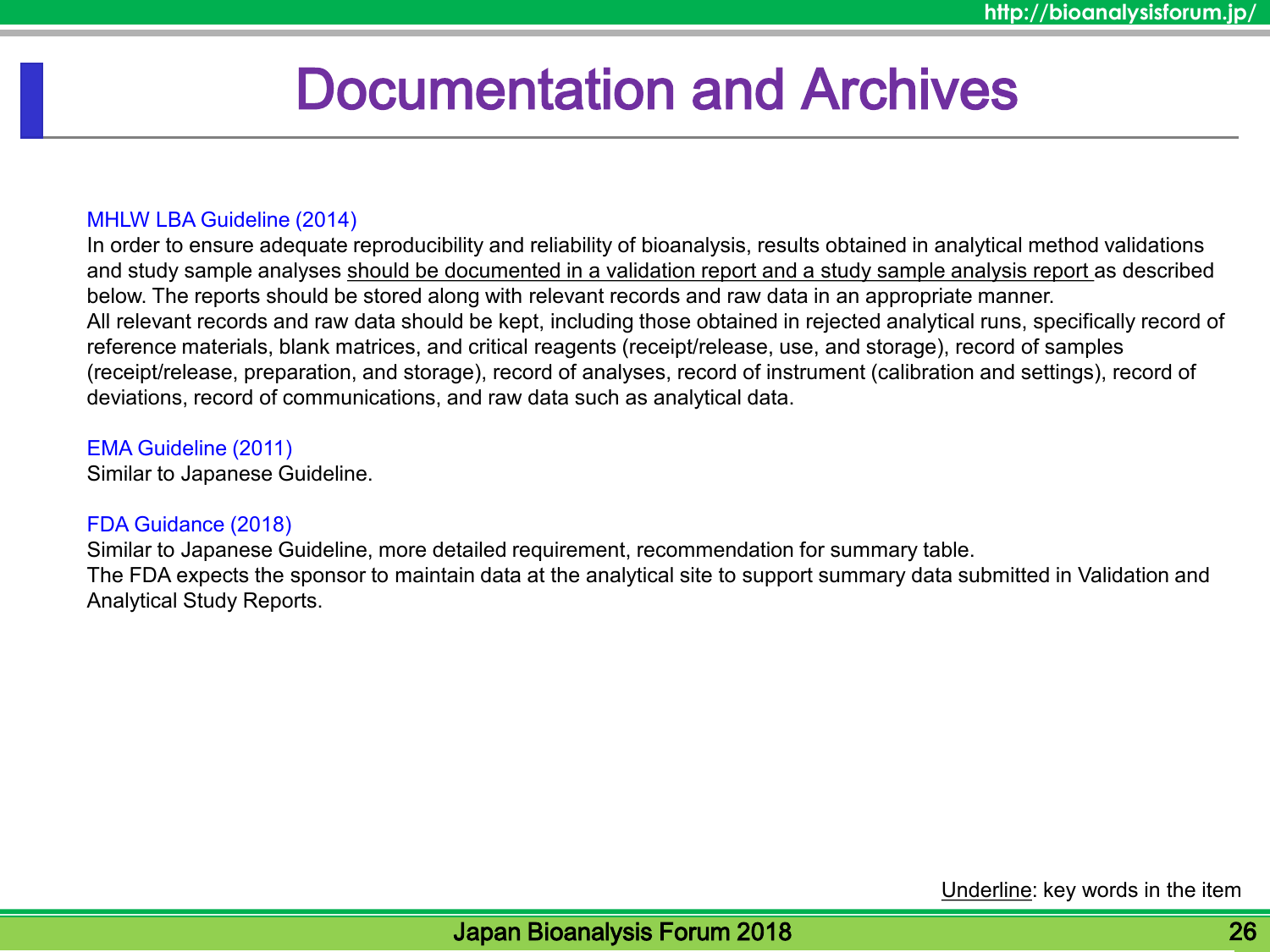# Documentation and Archives

MHLW LBA Guideline (2014)

In order to ensure adequate reproducibility and reliability of bioanalysis, results obtained in analytical method validations and study sample analyses <u>should be documented in a validation report and a study sample analysis report</u> as described below. The reports should be stored along with relevant records and raw data in an appropriate manner.
All relevant records and raw data should be kept, including those obtained in rejected analytical runs, specifically record of reference materials, blank matrices, and critical reagents (receipt/release, use, and storage), record of samples (receipt/release, preparation, and storage), record of analyses, record of instrument (calibration and settings), record of deviations, record of communications, and raw data such as analytical data.

EMA Guideline (2011)

Similar to Japanese Guideline.

FDA Guidance (2018)

Similar to Japanese Guideline, more detailed requirement, recommendation for summary table.
The FDA expects the sponsor to maintain data at the analytical site to support summary data submitted in Validation and Analytical Study Reports.

<u>Underline</u>: key words in the item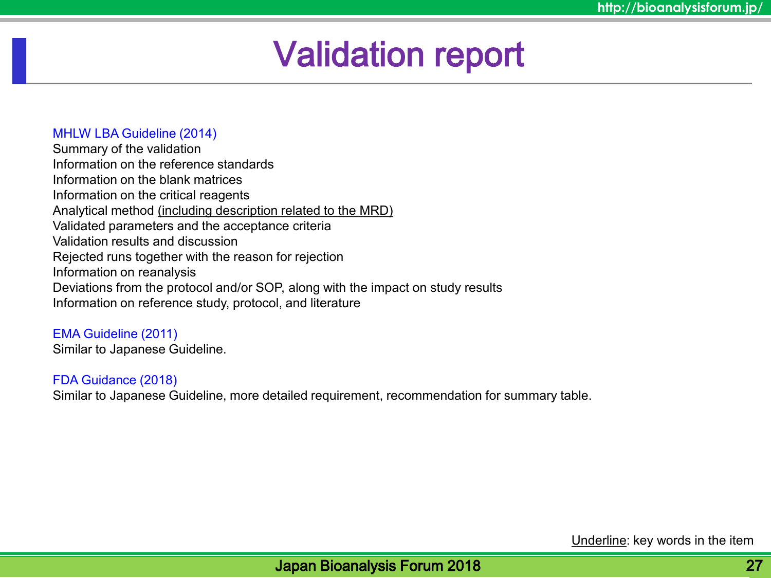# Validation report

MHLW LBA Guideline (2014)

Summary of the validation
Information on the reference standards
Information on the blank matrices
Information on the critical reagents
Analytical method <u>(including description related to the MRD)</u>
Validated parameters and the acceptance criteria
Validation results and discussion
Rejected runs together with the reason for rejection
Information on reanalysis
Deviations from the protocol and/or SOP, along with the impact on study results
Information on reference study, protocol, and literature

EMA Guideline (2011)

Similar to Japanese Guideline.

FDA Guidance (2018)

Similar to Japanese Guideline, more detailed requirement, recommendation for summary table.

<u>Underline</u>: key words in the item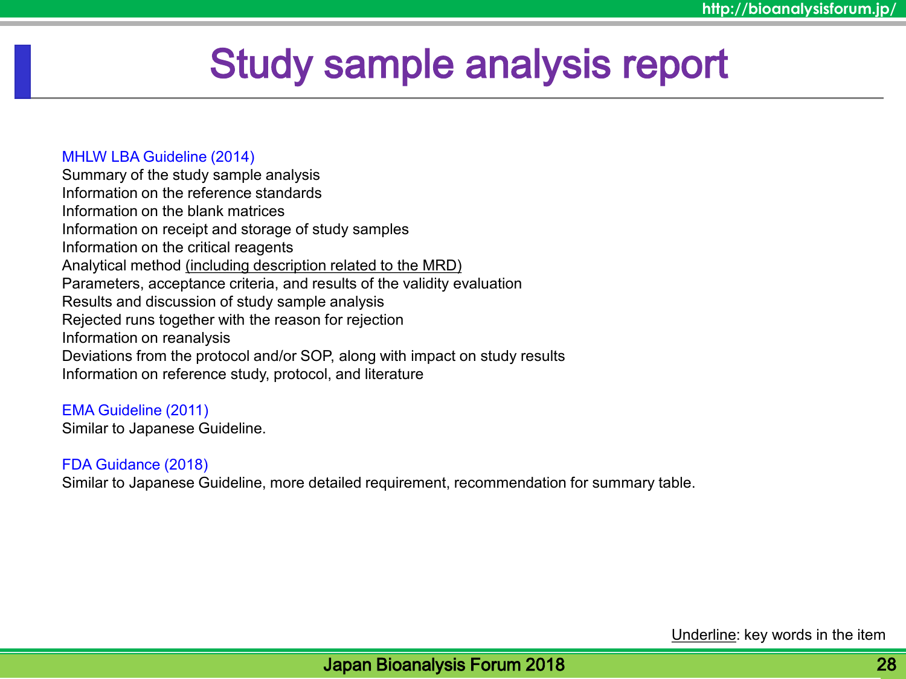# Study sample analysis report

MHLW LBA Guideline (2014)

Summary of the study sample analysis
Information on the reference standards
Information on the blank matrices
Information on receipt and storage of study samples
Information on the critical reagents
Analytical method (including description related to the MRD)
Parameters, acceptance criteria, and results of the validity evaluation
Results and discussion of study sample analysis
Rejected runs together with the reason for rejection
Information on reanalysis
Deviations from the protocol and/or SOP, along with impact on study results
Information on reference study, protocol, and literature

EMA Guideline (2011)

Similar to Japanese Guideline.

FDA Guidance (2018)

Similar to Japanese Guideline, more detailed requirement, recommendation for summary table.

Underline: key words in the item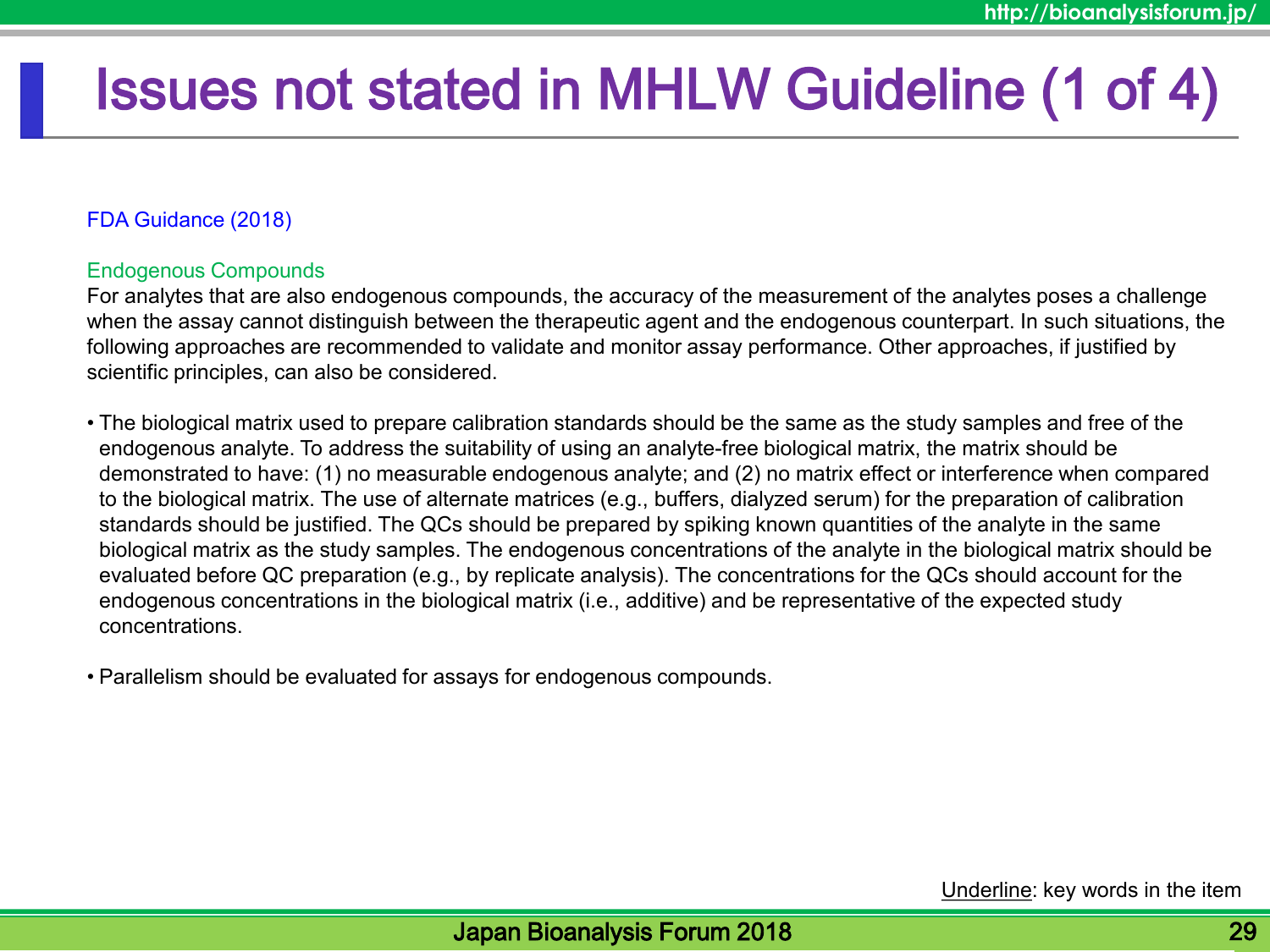# Issues not stated in MHLW Guideline (1 of 4)

FDA Guidance (2018)

Endogenous Compounds

For analytes that are also endogenous compounds, the accuracy of the measurement of the analytes poses a challenge when the assay cannot distinguish between the therapeutic agent and the endogenous counterpart. In such situations, the following approaches are recommended to validate and monitor assay performance. Other approaches, if justified by scientific principles, can also be considered.

- The biological matrix used to prepare calibration standards should be the same as the study samples and free of the endogenous analyte. To address the suitability of using an analyte-free biological matrix, the matrix should be demonstrated to have: (1) no measurable endogenous analyte; and (2) no matrix effect or interference when compared to the biological matrix. The use of alternate matrices (e.g., buffers, dialyzed serum) for the preparation of calibration standards should be justified. The QCs should be prepared by spiking known quantities of the analyte in the same biological matrix as the study samples. The endogenous concentrations of the analyte in the biological matrix should be evaluated before QC preparation (e.g., by replicate analysis). The concentrations for the QCs should account for the endogenous concentrations in the biological matrix (i.e., additive) and be representative of the expected study concentrations.

- Parallelism should be evaluated for assays for endogenous compounds.

Underline: key words in the item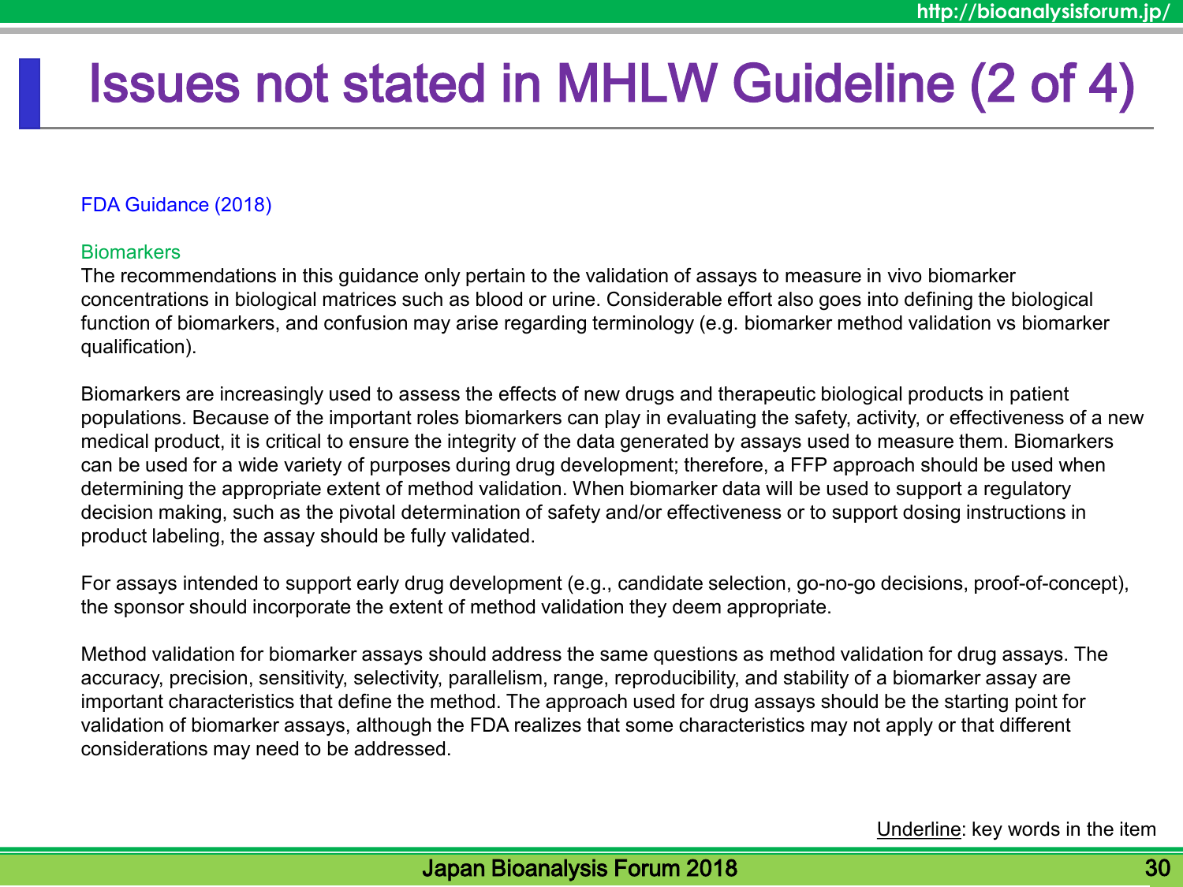# Issues not stated in MHLW Guideline (2 of 4)

FDA Guidance (2018)

Biomarkers

The recommendations in this guidance only pertain to the validation of assays to measure in vivo biomarker concentrations in biological matrices such as blood or urine. Considerable effort also goes into defining the biological function of biomarkers, and confusion may arise regarding terminology (e.g. biomarker method validation vs biomarker qualification).

Biomarkers are increasingly used to assess the effects of new drugs and therapeutic biological products in patient populations. Because of the important roles biomarkers can play in evaluating the safety, activity, or effectiveness of a new medical product, it is critical to ensure the integrity of the data generated by assays used to measure them. Biomarkers can be used for a wide variety of purposes during drug development; therefore, a FFP approach should be used when determining the appropriate extent of method validation. When biomarker data will be used to support a regulatory decision making, such as the pivotal determination of safety and/or effectiveness or to support dosing instructions in product labeling, the assay should be fully validated.

For assays intended to support early drug development (e.g., candidate selection, go-no-go decisions, proof-of-concept), the sponsor should incorporate the extent of method validation they deem appropriate.

Method validation for biomarker assays should address the same questions as method validation for drug assays. The accuracy, precision, sensitivity, selectivity, parallelism, range, reproducibility, and stability of a biomarker assay are important characteristics that define the method. The approach used for drug assays should be the starting point for validation of biomarker assays, although the FDA realizes that some characteristics may not apply or that different considerations may need to be addressed.

Underline: key words in the item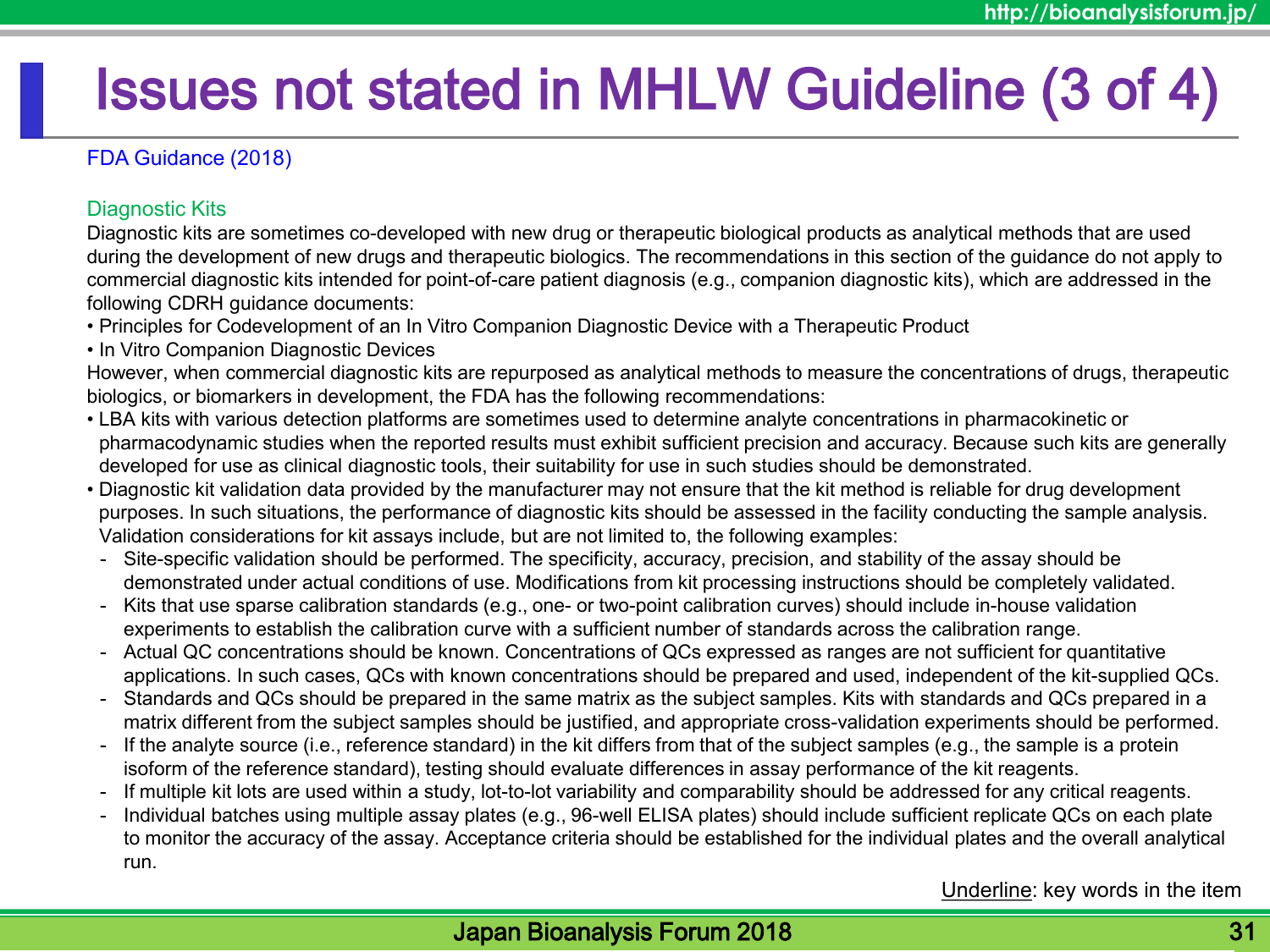# Issues not stated in MHLW Guideline (3 of 4)

FDA Guidance (2018)

## Diagnostic Kits

Diagnostic kits are sometimes co-developed with new drug or therapeutic biological products as analytical methods that are used during the development of new drugs and therapeutic biologics. The recommendations in this section of the guidance do not apply to commercial diagnostic kits intended for point-of-care patient diagnosis (e.g., companion diagnostic kits), which are addressed in the following CDRH guidance documents:

- Principles for Codevelopment of an In Vitro Companion Diagnostic Device with a Therapeutic Product
- In Vitro Companion Diagnostic Devices

However, when commercial diagnostic kits are repurposed as analytical methods to measure the concentrations of drugs, therapeutic biologics, or biomarkers in development, the FDA has the following recommendations:

- LBA kits with various detection platforms are sometimes used to determine analyte concentrations in pharmacokinetic or pharmacodynamic studies when the reported results must exhibit sufficient precision and accuracy. Because such kits are generally developed for use as clinical diagnostic tools, their suitability for use in such studies should be demonstrated.
- Diagnostic kit validation data provided by the manufacturer may not ensure that the kit method is reliable for drug development purposes. In such situations, the performance of diagnostic kits should be assessed in the facility conducting the sample analysis. Validation considerations for kit assays include, but are not limited to, the following examples:
  - Site-specific validation should be performed. The specificity, accuracy, precision, and stability of the assay should be demonstrated under actual conditions of use. Modifications from kit processing instructions should be completely validated.
  - Kits that use sparse calibration standards (e.g., one- or two-point calibration curves) should include in-house validation experiments to establish the calibration curve with a sufficient number of standards across the calibration range.
  - Actual QC concentrations should be known. Concentrations of QCs expressed as ranges are not sufficient for quantitative applications. In such cases, QCs with known concentrations should be prepared and used, independent of the kit-supplied QCs.
  - Standards and QCs should be prepared in the same matrix as the subject samples. Kits with standards and QCs prepared in a matrix different from the subject samples should be justified, and appropriate cross-validation experiments should be performed.
  - If the analyte source (i.e., reference standard) in the kit differs from that of the subject samples (e.g., the sample is a protein isoform of the reference standard), testing should evaluate differences in assay performance of the kit reagents.
  - If multiple kit lots are used within a study, lot-to-lot variability and comparability should be addressed for any critical reagents.
  - Individual batches using multiple assay plates (e.g., 96-well ELISA plates) should include sufficient replicate QCs on each plate to monitor the accuracy of the assay. Acceptance criteria should be established for the individual plates and the overall analytical run.

Underline: key words in the item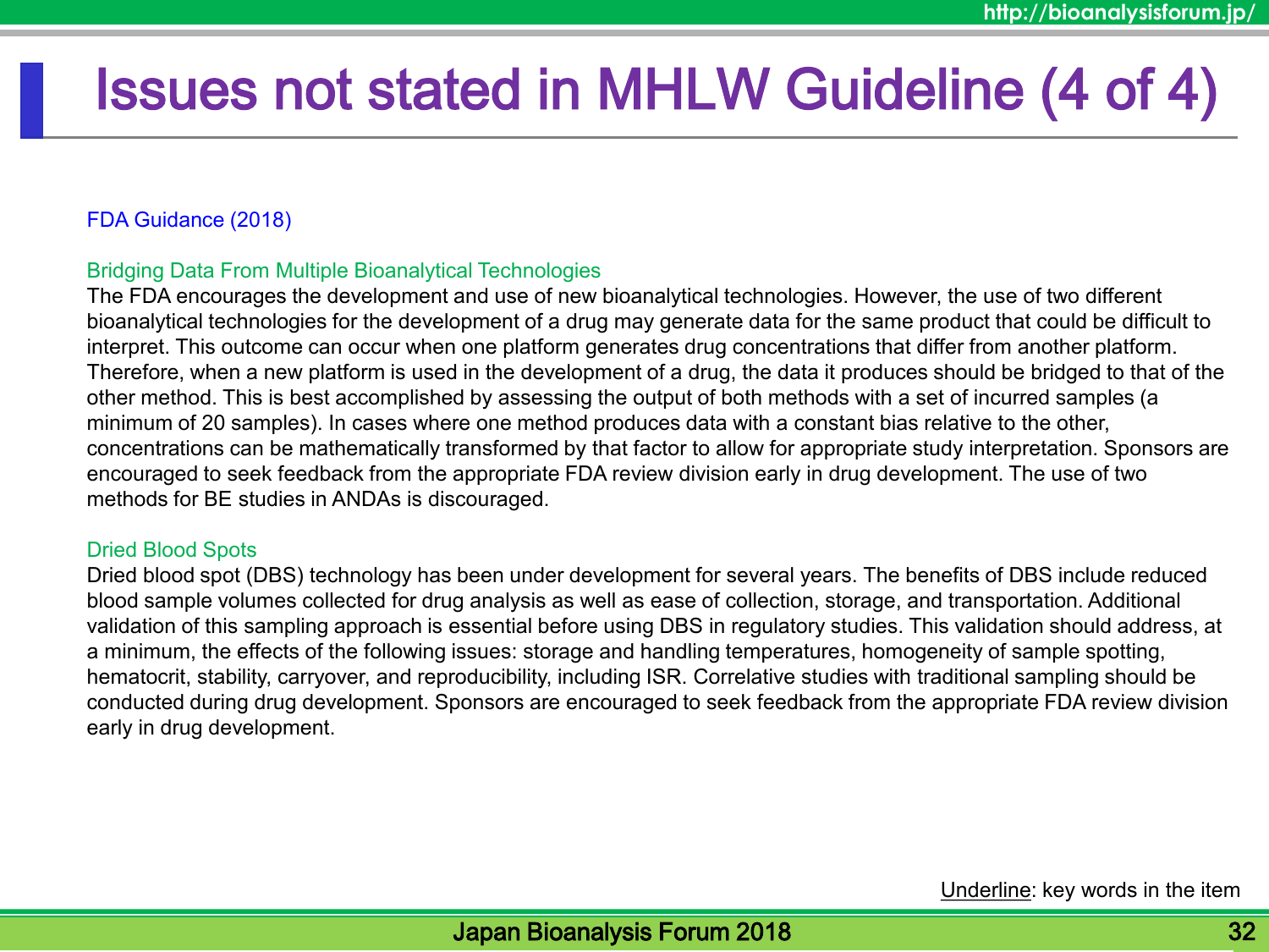# Issues not stated in MHLW Guideline (4 of 4)

FDA Guidance (2018)

### Bridging Data From Multiple Bioanalytical Technologies

The FDA encourages the development and use of new bioanalytical technologies. However, the use of two different bioanalytical technologies for the development of a drug may generate data for the same product that could be difficult to interpret. This outcome can occur when one platform generates drug concentrations that differ from another platform. Therefore, when a new platform is used in the development of a drug, the data it produces should be bridged to that of the other method. This is best accomplished by assessing the output of both methods with a set of incurred samples (a minimum of 20 samples). In cases where one method produces data with a constant bias relative to the other, concentrations can be mathematically transformed by that factor to allow for appropriate study interpretation. Sponsors are encouraged to seek feedback from the appropriate FDA review division early in drug development. The use of two methods for BE studies in ANDAs is discouraged.

### Dried Blood Spots

Dried blood spot (DBS) technology has been under development for several years. The benefits of DBS include reduced blood sample volumes collected for drug analysis as well as ease of collection, storage, and transportation. Additional validation of this sampling approach is essential before using DBS in regulatory studies. This validation should address, at a minimum, the effects of the following issues: storage and handling temperatures, homogeneity of sample spotting, hematocrit, stability, carryover, and reproducibility, including ISR. Correlative studies with traditional sampling should be conducted during drug development. Sponsors are encouraged to seek feedback from the appropriate FDA review division early in drug development.

Underline: key words in the item